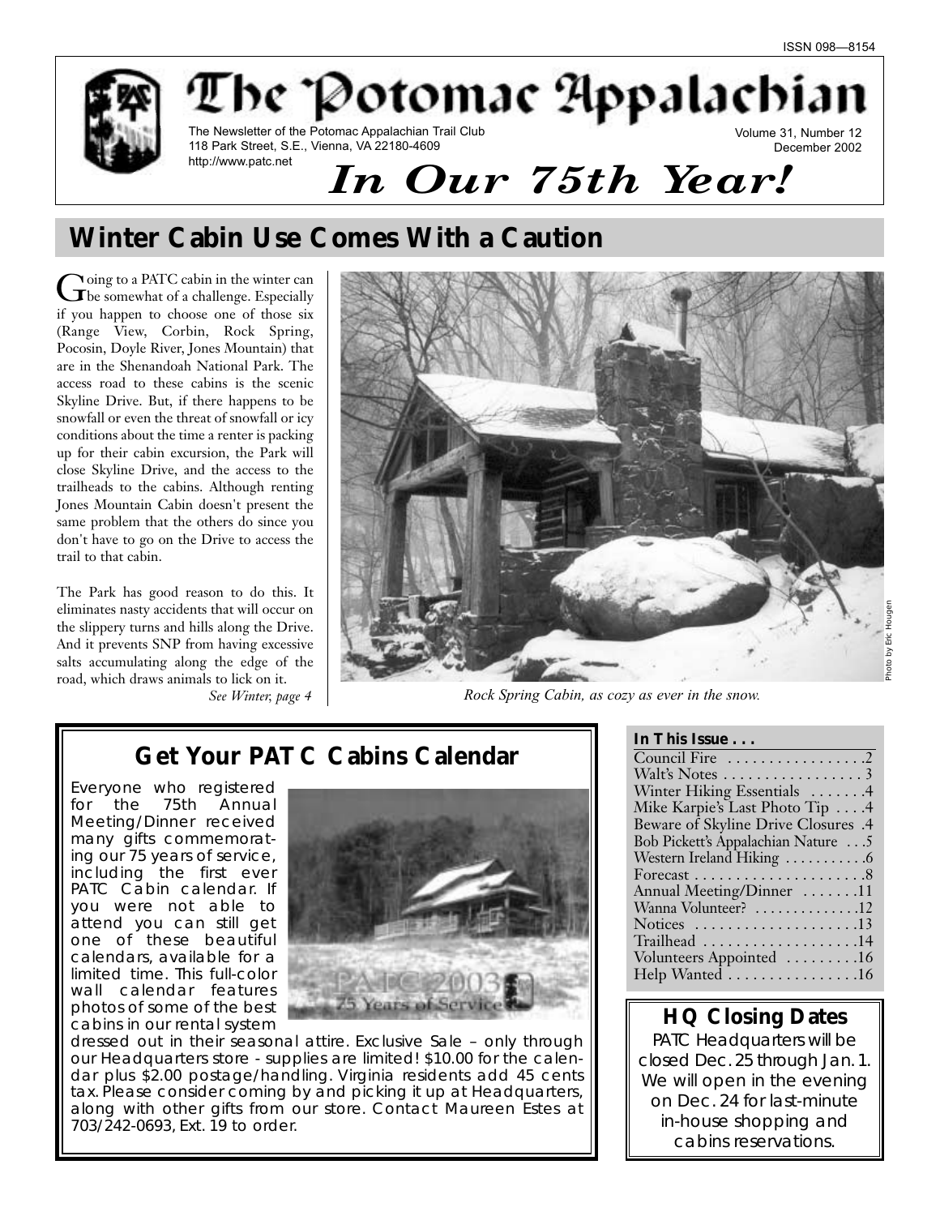ISSN 098—8154

# The Potomac Appalachian

The Newsletter of the Potomac Appalachian Trail Club
118 Park Street, S.E., Vienna, VA 22180-4609
http://www.patc.net

Volume 31, Number 12
December 2002

***In Our 75th Year!***

## Winter Cabin Use Comes With a Caution

Going to a PATC cabin in the winter can be somewhat of a challenge. Especially if you happen to choose one of those six (Range View, Corbin, Rock Spring, Pocosin, Doyle River, Jones Mountain) that are in the Shenandoah National Park. The access road to these cabins is the scenic Skyline Drive. But, if there happens to be snowfall or even the threat of snowfall or icy conditions about the time a renter is packing up for their cabin excursion, the Park will close Skyline Drive, and the access to the trailheads to the cabins. Although renting Jones Mountain Cabin doesn't present the same problem that the others do since you don't have to go on the Drive to access the trail to that cabin.

The Park has good reason to do this. It eliminates nasty accidents that will occur on the slippery turns and hills along the Drive. And it prevents SNP from having excessive salts accumulating along the edge of the road, which draws animals to lick on it.

*See Winter, page 4*

*Rock Spring Cabin, as cozy as ever in the snow.*

Photo by Eric Hougen

## Get Your PATC Cabins Calendar

Everyone who registered for the 75th Annual Meeting/Dinner received many gifts commemorating our 75 years of service, including the first ever PATC Cabin calendar. If you were not able to attend you can still get one of these beautiful calendars, available for a limited time. This full-color wall calendar features photos of some of the best cabins in our rental system dressed out in their seasonal attire. Exclusive Sale – only through our Headquarters store - supplies are limited! $10.00 for the calendar plus $2.00 postage/handling. Virginia residents add 45 cents tax. Please consider coming by and picking it up at Headquarters, along with other gifts from our store. Contact Maureen Estes at 703/242-0693, Ext. 19 to order.

### In This Issue . . .

| | |
|---|---|
| Council Fire | 2 |
| Walt's Notes | 3 |
| Winter Hiking Essentials | 4 |
| Mike Karpie's Last Photo Tip | 4 |
| Beware of Skyline Drive Closures | 4 |
| Bob Pickett's Appalachian Nature | 5 |
| Western Ireland Hiking | 6 |
| Forecast | 8 |
| Annual Meeting/Dinner | 11 |
| Wanna Volunteer? | 12 |
| Notices | 13 |
| Trailhead | 14 |
| Volunteers Appointed | 16 |
| Help Wanted | 16 |

### HQ Closing Dates

PATC Headquarters will be closed Dec. 25 through Jan. 1. We will open in the evening on Dec. 24 for last-minute in-house shopping and cabins reservations.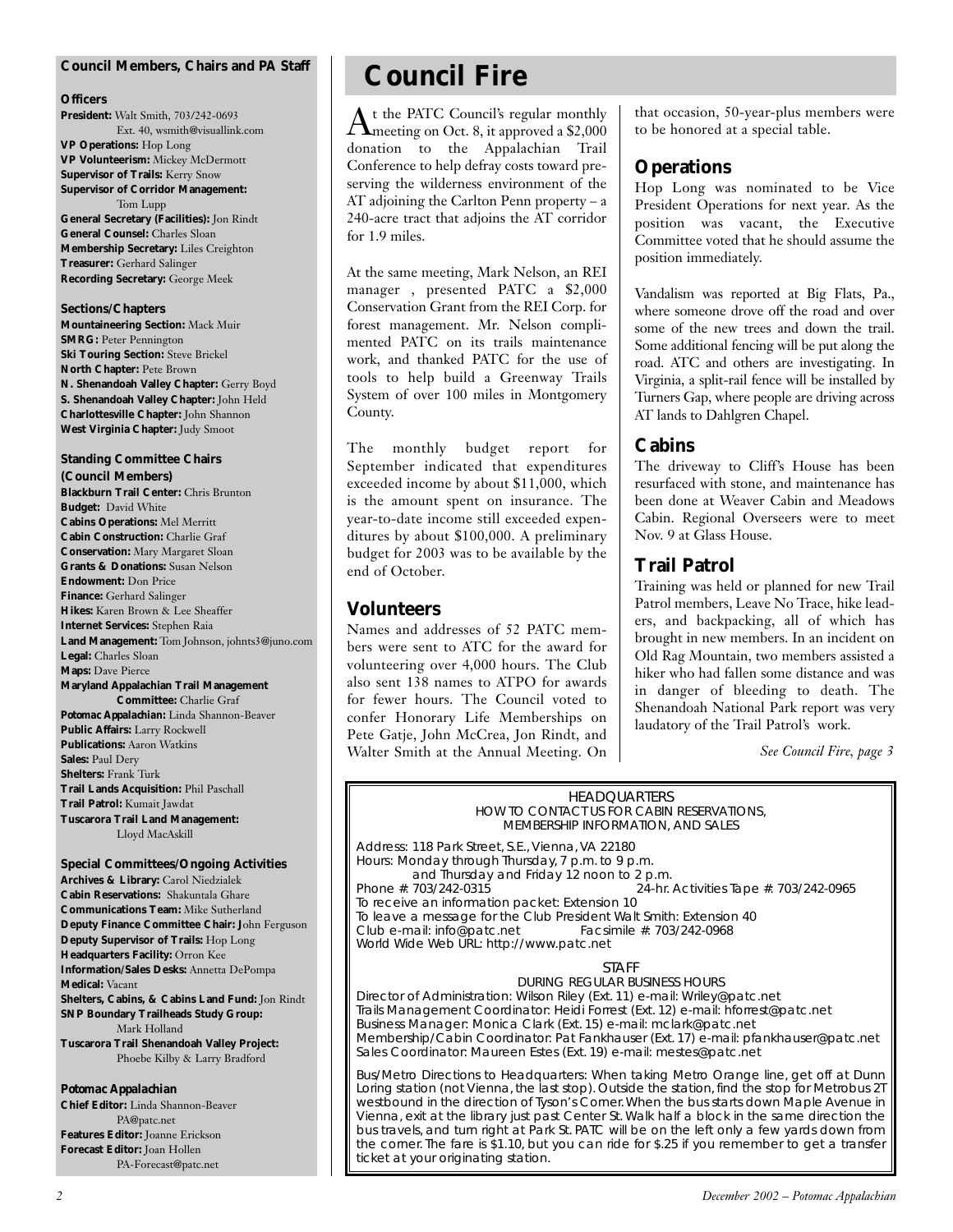## Council Members, Chairs and PA Staff

### Officers

**President:** Walt Smith, 703/242-0693 Ext. 40, wsmith@visuallink.com
**VP Operations:** Hop Long
**VP Volunteerism:** Mickey McDermott
**Supervisor of Trails:** Kerry Snow
**Supervisor of Corridor Management:** Tom Lupp
**General Secretary (Facilities):** Jon Rindt
**General Counsel:** Charles Sloan
**Membership Secretary:** Liles Creighton
**Treasurer:** Gerhard Salinger
**Recording Secretary:** George Meek

### Sections/Chapters

**Mountaineering Section:** Mack Muir
**SMRG:** Peter Pennington
**Ski Touring Section:** Steve Brickel
**North Chapter:** Pete Brown
**N. Shenandoah Valley Chapter:** Gerry Boyd
**S. Shenandoah Valley Chapter:** John Held
**Charlottesville Chapter:** John Shannon
**West Virginia Chapter:** Judy Smoot

### Standing Committee Chairs (Council Members)

**Blackburn Trail Center:** Chris Brunton
**Budget:** David White
**Cabins Operations:** Mel Merritt
**Cabin Construction:** Charlie Graf
**Conservation:** Mary Margaret Sloan
**Grants & Donations:** Susan Nelson
**Endowment:** Don Price
**Finance:** Gerhard Salinger
**Hikes:** Karen Brown & Lee Sheaffer
**Internet Services:** Stephen Raia
**Land Management:** Tom Johnson, johnts3@juno.com
**Legal:** Charles Sloan
**Maps:** Dave Pierce
**Maryland Appalachian Trail Management Committee:** Charlie Graf
**Potomac Appalachian:** Linda Shannon-Beaver
**Public Affairs:** Larry Rockwell
**Publications:** Aaron Watkins
**Sales:** Paul Dery
**Shelters:** Frank Turk
**Trail Lands Acquisition:** Phil Paschall
**Trail Patrol:** Kumait Jawdat
**Tuscarora Trail Land Management:** Lloyd MacAskill

### Special Committees/Ongoing Activities

**Archives & Library:** Carol Niedzialek
**Cabin Reservations:** Shakuntala Ghare
**Communications Team:** Mike Sutherland
**Deputy Finance Committee Chair:** John Ferguson
**Deputy Supervisor of Trails:** Hop Long
**Headquarters Facility:** Orron Kee
**Information/Sales Desks:** Annetta DePompa
**Medical:** Vacant
**Shelters, Cabins, & Cabins Land Fund:** Jon Rindt
**SNP Boundary Trailheads Study Group:** Mark Holland
**Tuscarora Trail Shenandoah Valley Project:** Phoebe Kilby & Larry Bradford

### Potomac Appalachian

**Chief Editor:** Linda Shannon-Beaver PA@patc.net
**Features Editor:** Joanne Erickson
**Forecast Editor:** Joan Hollen PA-Forecast@patc.net

# Council Fire

At the PATC Council's regular monthly meeting on Oct. 8, it approved a $2,000 donation to the Appalachian Trail Conference to help defray costs toward preserving the wilderness environment of the AT adjoining the Carlton Penn property – a 240-acre tract that adjoins the AT corridor for 1.9 miles.

At the same meeting, Mark Nelson, an REI manager , presented PATC a $2,000 Conservation Grant from the REI Corp. for forest management. Mr. Nelson complimented PATC on its trails maintenance work, and thanked PATC for the use of tools to help build a Greenway Trails System of over 100 miles in Montgomery County.

The monthly budget report for September indicated that expenditures exceeded income by about $11,000, which is the amount spent on insurance. The year-to-date income still exceeded expenditures by about $100,000. A preliminary budget for 2003 was to be available by the end of October.

## Volunteers

Names and addresses of 52 PATC members were sent to ATC for the award for volunteering over 4,000 hours. The Club also sent 138 names to ATPO for awards for fewer hours. The Council voted to confer Honorary Life Memberships on Pete Gatje, John McCrea, Jon Rindt, and Walter Smith at the Annual Meeting. On that occasion, 50-year-plus members were to be honored at a special table.

## Operations

Hop Long was nominated to be Vice President Operations for next year. As the position was vacant, the Executive Committee voted that he should assume the position immediately.

Vandalism was reported at Big Flats, Pa., where someone drove off the road and over some of the new trees and down the trail. Some additional fencing will be put along the road. ATC and others are investigating. In Virginia, a split-rail fence will be installed by Turners Gap, where people are driving across AT lands to Dahlgren Chapel.

## Cabins

The driveway to Cliff's House has been resurfaced with stone, and maintenance has been done at Weaver Cabin and Meadows Cabin. Regional Overseers were to meet Nov. 9 at Glass House.

## Trail Patrol

Training was held or planned for new Trail Patrol members, Leave No Trace, hike leaders, and backpacking, all of which has brought in new members. In an incident on Old Rag Mountain, two members assisted a hiker who had fallen some distance and was in danger of bleeding to death. The Shenandoah National Park report was very laudatory of the Trail Patrol's work.

*See Council Fire, page 3*

---

HEADQUARTERS
HOW TO CONTACT US FOR CABIN RESERVATIONS, MEMBERSHIP INFORMATION, AND SALES

Address: 118 Park Street, S.E., Vienna, VA 22180
Hours: Monday through Thursday, 7 p.m. to 9 p.m. and Thursday and Friday 12 noon to 2 p.m.
Phone #: 703/242-0315 — 24-hr. Activities Tape #: 703/242-0965
To receive an information packet: Extension 10
To leave a message for the Club President Walt Smith: Extension 40
Club e-mail: info@patc.net — Facsimile #: 703/242-0968
World Wide Web URL: http://www.patc.net

STAFF
DURING REGULAR BUSINESS HOURS

Director of Administration: Wilson Riley (Ext. 11) e-mail: Wriley@patc.net
Trails Management Coordinator: Heidi Forrest (Ext. 12) e-mail: hforrest@patc.net
Business Manager: Monica Clark (Ext. 15) e-mail: mclark@patc.net
Membership/Cabin Coordinator: Pat Fankhauser (Ext. 17) e-mail: pfankhauser@patc.net
Sales Coordinator: Maureen Estes (Ext. 19) e-mail: mestes@patc.net

Bus/Metro Directions to Headquarters: When taking Metro Orange line, get off at Dunn Loring station (not Vienna, the last stop). Outside the station, find the stop for Metrobus 2T westbound in the direction of Tyson's Corner. When the bus starts down Maple Avenue in Vienna, exit at the library just past Center St. Walk half a block in the same direction the bus travels, and turn right at Park St. PATC will be on the left only a few yards down from the corner. The fare is $1.10, but you can ride for $.25 if you remember to get a transfer ticket at your originating station.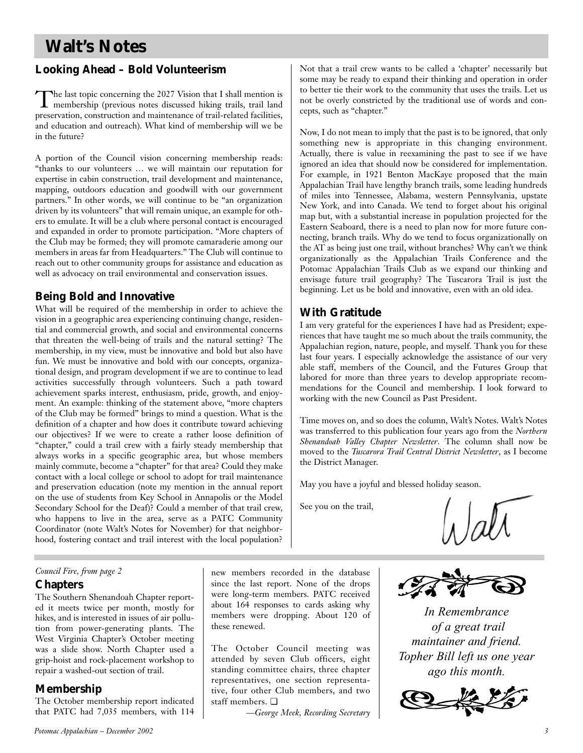# Walt's Notes

## Looking Ahead – Bold Volunteerism

The last topic concerning the 2027 Vision that I shall mention is membership (previous notes discussed hiking trails, trail land preservation, construction and maintenance of trail-related facilities, and education and outreach). What kind of membership will we be in the future?

A portion of the Council vision concerning membership reads: "thanks to our volunteers … we will maintain our reputation for expertise in cabin construction, trail development and maintenance, mapping, outdoors education and goodwill with our government partners." In other words, we will continue to be "an organization driven by its volunteers" that will remain unique, an example for others to emulate. It will be a club where personal contact is encouraged and expanded in order to promote participation. "More chapters of the Club may be formed; they will promote camaraderie among our members in areas far from Headquarters." The Club will continue to reach out to other community groups for assistance and education as well as advocacy on trail environmental and conservation issues.

## Being Bold and Innovative

What will be required of the membership in order to achieve the vision in a geographic area experiencing continuing change, residential and commercial growth, and social and environmental concerns that threaten the well-being of trails and the natural setting? The membership, in my view, must be innovative and bold but also have fun. We must be innovative and bold with our concepts, organizational design, and program development if we are to continue to lead activities successfully through volunteers. Such a path toward achievement sparks interest, enthusiasm, pride, growth, and enjoyment. An example: thinking of the statement above, "more chapters of the Club may be formed" brings to mind a question. What is the definition of a chapter and how does it contribute toward achieving our objectives? If we were to create a rather loose definition of "chapter," could a trail crew with a fairly steady membership that always works in a specific geographic area, but whose members mainly commute, become a "chapter" for that area? Could they make contact with a local college or school to adopt for trail maintenance and preservation education (note my mention in the annual report on the use of students from Key School in Annapolis or the Model Secondary School for the Deaf)? Could a member of that trail crew, who happens to live in the area, serve as a PATC Community Coordinator (note Walt's Notes for November) for that neighborhood, fostering contact and trail interest with the local population? Not that a trail crew wants to be called a 'chapter' necessarily but some may be ready to expand their thinking and operation in order to better tie their work to the community that uses the trails. Let us not be overly constricted by the traditional use of words and concepts, such as "chapter."

Now, I do not mean to imply that the past is to be ignored, that only something new is appropriate in this changing environment. Actually, there is value in reexamining the past to see if we have ignored an idea that should now be considered for implementation. For example, in 1921 Benton MacKaye proposed that the main Appalachian Trail have lengthy branch trails, some leading hundreds of miles into Tennessee, Alabama, western Pennsylvania, upstate New York, and into Canada. We tend to forget about his original map but, with a substantial increase in population projected for the Eastern Seaboard, there is a need to plan now for more future connecting, branch trails. Why do we tend to focus organizationally on the AT as being just one trail, without branches? Why can't we think organizationally as the Appalachian Trails Conference and the Potomac Appalachian Trails Club as we expand our thinking and envisage future trail geography? The Tuscarora Trail is just the beginning. Let us be bold and innovative, even with an old idea.

## With Gratitude

I am very grateful for the experiences I have had as President; experiences that have taught me so much about the trails community, the Appalachian region, nature, people, and myself. Thank you for these last four years. I especially acknowledge the assistance of our very able staff, members of the Council, and the Futures Group that labored for more than three years to develop appropriate recommendations for the Council and membership. I look forward to working with the new Council as Past President.

Time moves on, and so does the column, Walt's Notes. Walt's Notes was transferred to this publication four years ago from the *Northern Shenandoah Valley Chapter Newsletter*. The column shall now be moved to the *Tuscarora Trail Central District Newsletter*, as I become the District Manager.

May you have a joyful and blessed holiday season.

See you on the trail,

Walt

---

*Council Fire, from page 2*

## Chapters

The Southern Shenandoah Chapter reported it meets twice per month, mostly for hikes, and is interested in issues of air pollution from power-generating plants. The West Virginia Chapter's October meeting was a slide show. North Chapter used a grip-hoist and rock-placement workshop to repair a washed-out section of trail.

## Membership

The October membership report indicated that PATC had 7,035 members, with 114 new members recorded in the database since the last report. None of the drops were long-term members. PATC received about 164 responses to cards asking why members were dropping. About 120 of these renewed.

The October Council meeting was attended by seven Club officers, eight standing committee chairs, three chapter representatives, one section representative, four other Club members, and two staff members. ❑

*—George Meek, Recording Secretary*

---

*In Remembrance of a great trail maintainer and friend. Topher Bill left us one year ago this month.*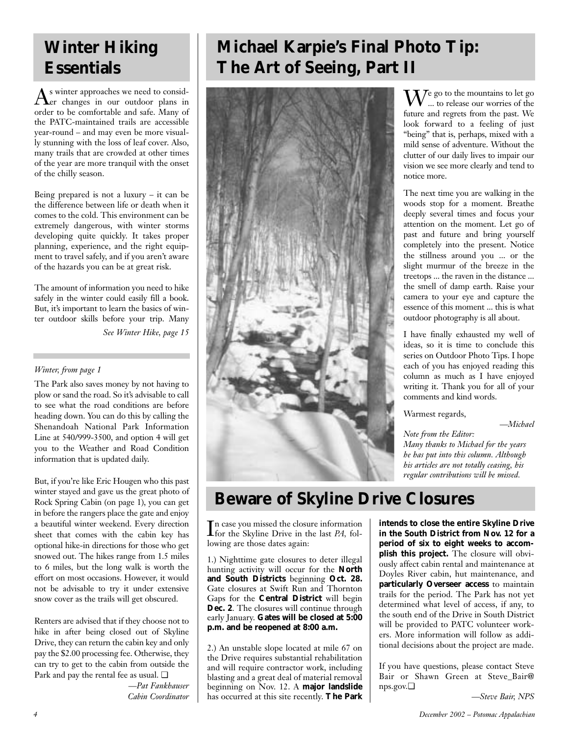## Winter Hiking Essentials

As winter approaches we need to consider changes in our outdoor plans in order to be comfortable and safe. Many of the PATC-maintained trails are accessible year-round – and may even be more visually stunning with the loss of leaf cover. Also, many trails that are crowded at other times of the year are more tranquil with the onset of the chilly season.

Being prepared is not a luxury – it can be the difference between life or death when it comes to the cold. This environment can be extremely dangerous, with winter storms developing quite quickly. It takes proper planning, experience, and the right equipment to travel safely, and if you aren't aware of the hazards you can be at great risk.

The amount of information you need to hike safely in the winter could easily fill a book. But, it's important to learn the basics of winter outdoor skills before your trip. Many

*See Winter Hike, page 15*

*Winter, from page 1*

The Park also saves money by not having to plow or sand the road. So it's advisable to call to see what the road conditions are before heading down. You can do this by calling the Shenandoah National Park Information Line at 540/999-3500, and option 4 will get you to the Weather and Road Condition information that is updated daily.

But, if you're like Eric Hougen who this past winter stayed and gave us the great photo of Rock Spring Cabin (on page 1), you can get in before the rangers place the gate and enjoy a beautiful winter weekend. Every direction sheet that comes with the cabin key has optional hike-in directions for those who get snowed out. The hikes range from 1.5 miles to 6 miles, but the long walk is worth the effort on most occasions. However, it would not be advisable to try it under extensive snow cover as the trails will get obscured.

Renters are advised that if they choose not to hike in after being closed out of Skyline Drive, they can return the cabin key and only pay the $2.00 processing fee. Otherwise, they can try to get to the cabin from outside the Park and pay the rental fee as usual. ❑

—*Pat Fankhauser*
*Cabin Coordinator*

## Michael Karpie's Final Photo Tip: The Art of Seeing, Part II

We go to the mountains to let go ... to release our worries of the future and regrets from the past. We look forward to a feeling of just "being" that is, perhaps, mixed with a mild sense of adventure. Without the clutter of our daily lives to impair our vision we see more clearly and tend to notice more.

The next time you are walking in the woods stop for a moment. Breathe deeply several times and focus your attention on the moment. Let go of past and future and bring yourself completely into the present. Notice the stillness around you ... or the slight murmur of the breeze in the treetops ... the raven in the distance ... the smell of damp earth. Raise your camera to your eye and capture the essence of this moment ... this is what outdoor photography is all about.

I have finally exhausted my well of ideas, so it is time to conclude this series on Outdoor Photo Tips. I hope each of you has enjoyed reading this column as much as I have enjoyed writing it. Thank you for all of your comments and kind words.

Warmest regards,

—*Michael*

*Note from the Editor:*
*Many thanks to Michael for the years he has put into this column. Although his articles are not totally ceasing, his regular contributions will be missed.*

## Beware of Skyline Drive Closures

In case you missed the closure information for the Skyline Drive in the last *PA*, following are those dates again:

1.) Nighttime gate closures to deter illegal hunting activity will occur for the **North and South Districts** beginning **Oct. 28.** Gate closures at Swift Run and Thornton Gaps for the **Central District** will begin **Dec. 2**. The closures will continue through early January. **Gates will be closed at 5:00 p.m. and be reopened at 8:00 a.m.**

2.) An unstable slope located at mile 67 on the Drive requires substantial rehabilitation and will require contractor work, including blasting and a great deal of material removal beginning on Nov. 12. A **major landslide** has occurred at this site recently. **The Park intends to close the entire Skyline Drive in the South District from Nov. 12 for a period of six to eight weeks to accomplish this project.** The closure will obviously affect cabin rental and maintenance at Doyles River cabin, hut maintenance, and **particularly Overseer access** to maintain trails for the period. The Park has not yet determined what level of access, if any, to the south end of the Drive in South District will be provided to PATC volunteer workers. More information will follow as additional decisions about the project are made.

If you have questions, please contact Steve Bair or Shawn Green at Steve_Bair@nps.gov.❑

—*Steve Bair, NPS*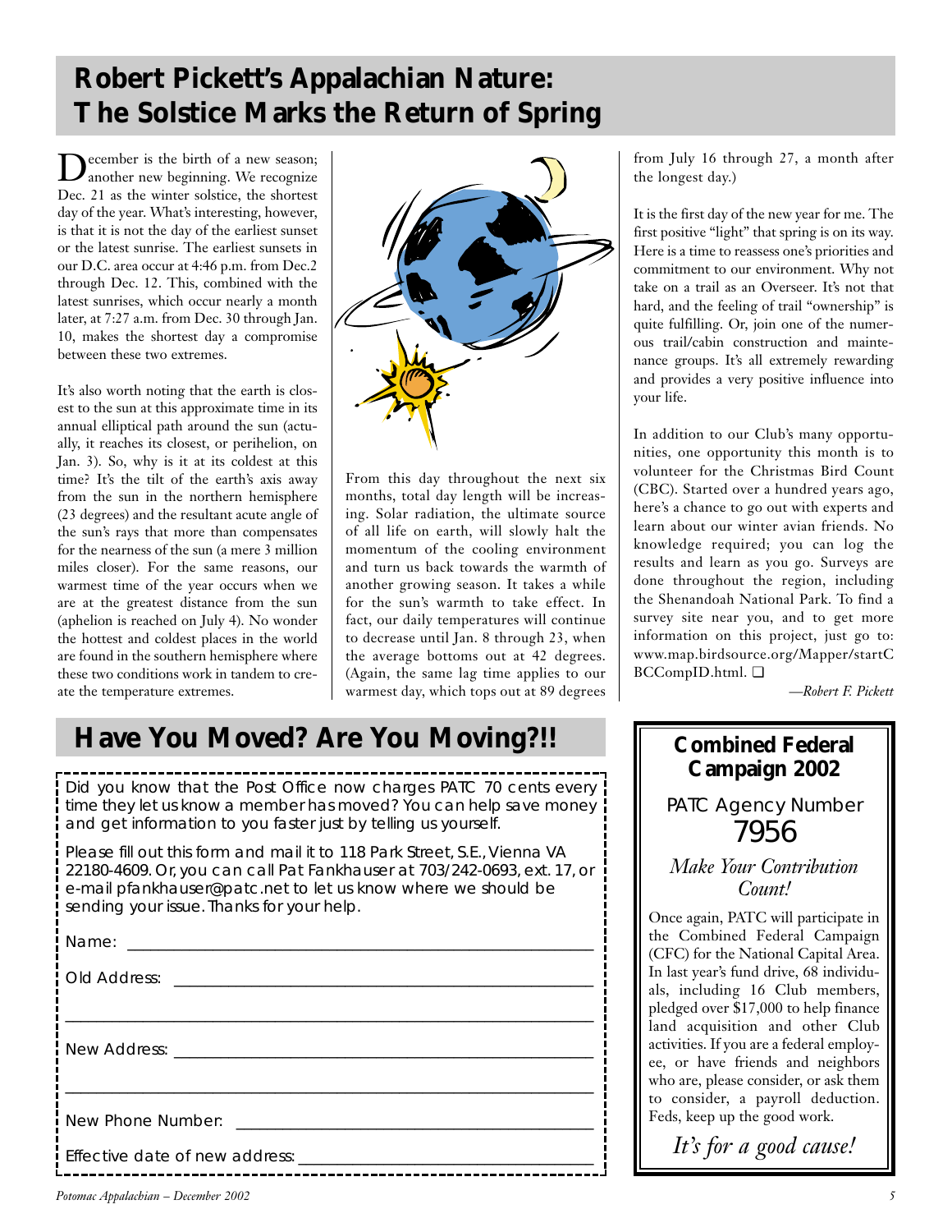## Robert Pickett's Appalachian Nature: The Solstice Marks the Return of Spring

December is the birth of a new season; another new beginning. We recognize Dec. 21 as the winter solstice, the shortest day of the year. What's interesting, however, is that it is not the day of the earliest sunset or the latest sunrise. The earliest sunsets in our D.C. area occur at 4:46 p.m. from Dec.2 through Dec. 12. This, combined with the latest sunrises, which occur nearly a month later, at 7:27 a.m. from Dec. 30 through Jan. 10, makes the shortest day a compromise between these two extremes.

It's also worth noting that the earth is closest to the sun at this approximate time in its annual elliptical path around the sun (actually, it reaches its closest, or perihelion, on Jan. 3). So, why is it at its coldest at this time? It's the tilt of the earth's axis away from the sun in the northern hemisphere (23 degrees) and the resultant acute angle of the sun's rays that more than compensates for the nearness of the sun (a mere 3 million miles closer). For the same reasons, our warmest time of the year occurs when we are at the greatest distance from the sun (aphelion is reached on July 4). No wonder the hottest and coldest places in the world are found in the southern hemisphere where these two conditions work in tandem to create the temperature extremes.

From this day throughout the next six months, total day length will be increasing. Solar radiation, the ultimate source of all life on earth, will slowly halt the momentum of the cooling environment and turn us back towards the warmth of another growing season. It takes a while for the sun's warmth to take effect. In fact, our daily temperatures will continue to decrease until Jan. 8 through 23, when the average bottoms out at 42 degrees. (Again, the same lag time applies to our warmest day, which tops out at 89 degrees from July 16 through 27, a month after the longest day.)

It is the first day of the new year for me. The first positive "light" that spring is on its way. Here is a time to reassess one's priorities and commitment to our environment. Why not take on a trail as an Overseer. It's not that hard, and the feeling of trail "ownership" is quite fulfilling. Or, join one of the numerous trail/cabin construction and maintenance groups. It's all extremely rewarding and provides a very positive influence into your life.

In addition to our Club's many opportunities, one opportunity this month is to volunteer for the Christmas Bird Count (CBC). Started over a hundred years ago, here's a chance to go out with experts and learn about our winter avian friends. No knowledge required; you can log the results and learn as you go. Surveys are done throughout the region, including the Shenandoah National Park. To find a survey site near you, and to get more information on this project, just go to: www.map.birdsource.org/Mapper/startCBCCompID.html. ❑

*—Robert F. Pickett*

## Have You Moved? Are You Moving?!!

Did you know that the Post Office now charges PATC 70 cents every time they let us know a member has moved? You can help save money and get information to you faster just by telling us yourself.

Please fill out this form and mail it to 118 Park Street, S.E., Vienna VA 22180-4609. Or, you can call Pat Fankhauser at 703/242-0693, ext. 17, or e-mail pfankhauser@patc.net to let us know where we should be sending your issue. Thanks for your help.

Name: ______________________________

Old Address: ______________________________

______________________________

New Address: ______________________________

______________________________

New Phone Number: ______________________________

Effective date of new address: ______________________________

## Combined Federal Campaign 2002

PATC Agency Number
7956

*Make Your Contribution Count!*

Once again, PATC will participate in the Combined Federal Campaign (CFC) for the National Capital Area. In last year's fund drive, 68 individuals, including 16 Club members, pledged over $17,000 to help finance land acquisition and other Club activities. If you are a federal employee, or have friends and neighbors who are, please consider, or ask them to consider, a payroll deduction. Feds, keep up the good work.

*It's for a good cause!*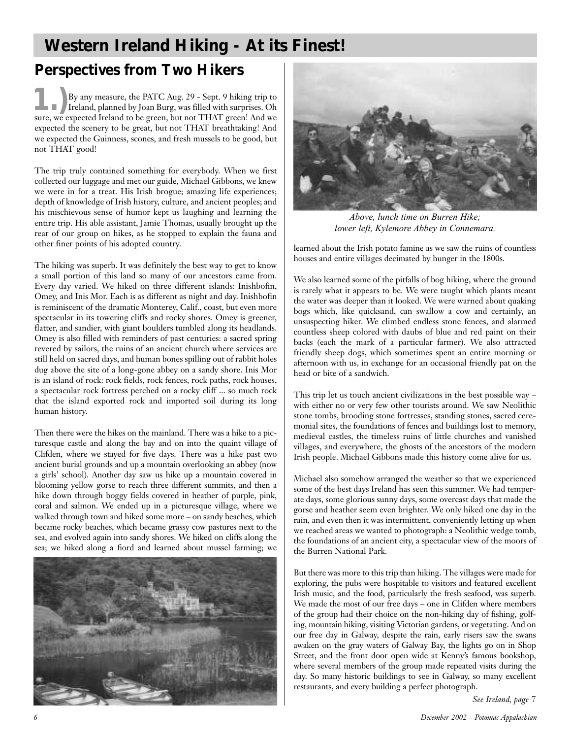# Western Ireland Hiking - At its Finest!

## Perspectives from Two Hikers

**1.)** By any measure, the PATC Aug. 29 - Sept. 9 hiking trip to Ireland, planned by Joan Burg, was filled with surprises. Oh sure, we expected Ireland to be green, but not THAT green! And we expected the scenery to be great, but not THAT breathtaking! And we expected the Guinness, scones, and fresh mussels to be good, but not THAT good!

The trip truly contained something for everybody. When we first collected our luggage and met our guide, Michael Gibbons, we knew we were in for a treat. His Irish brogue; amazing life experiences; depth of knowledge of Irish history, culture, and ancient peoples; and his mischievous sense of humor kept us laughing and learning the entire trip. His able assistant, Jamie Thomas, usually brought up the rear of our group on hikes, as he stopped to explain the fauna and other finer points of his adopted country.

The hiking was superb. It was definitely the best way to get to know a small portion of this land so many of our ancestors came from. Every day varied. We hiked on three different islands: Inishbofin, Omey, and Inis Mor. Each is as different as night and day. Inishbofin is reminiscent of the dramatic Monterey, Calif., coast, but even more spectacular in its towering cliffs and rocky shores. Omey is greener, flatter, and sandier, with giant boulders tumbled along its headlands. Omey is also filled with reminders of past centuries: a sacred spring revered by sailors, the ruins of an ancient church where services are still held on sacred days, and human bones spilling out of rabbit holes dug above the site of a long-gone abbey on a sandy shore. Inis Mor is an island of rock: rock fields, rock fences, rock paths, rock houses, a spectacular rock fortress perched on a rocky cliff ... so much rock that the island exported rock and imported soil during its long human history.

Then there were the hikes on the mainland. There was a hike to a picturesque castle and along the bay and on into the quaint village of Clifden, where we stayed for five days. There was a hike past two ancient burial grounds and up a mountain overlooking an abbey (now a girls' school). Another day saw us hike up a mountain covered in blooming yellow gorse to reach three different summits, and then a hike down through boggy fields covered in heather of purple, pink, coral and salmon. We ended up in a picturesque village, where we walked through town and hiked some more – on sandy beaches, which became rocky beaches, which became grassy cow pastures next to the sea, and evolved again into sandy shores. We hiked on cliffs along the sea; we hiked along a fiord and learned about mussel farming; we learned about the Irish potato famine as we saw the ruins of countless houses and entire villages decimated by hunger in the 1800s.

*Above, lunch time on Burren Hike; lower left, Kylemore Abbey in Connemara.*

We also learned some of the pitfalls of bog hiking, where the ground is rarely what it appears to be. We were taught which plants meant the water was deeper than it looked. We were warned about quaking bogs which, like quicksand, can swallow a cow and certainly, an unsuspecting hiker. We climbed endless stone fences, and alarmed countless sheep colored with daubs of blue and red paint on their backs (each the mark of a particular farmer). We also attracted friendly sheep dogs, which sometimes spent an entire morning or afternoon with us, in exchange for an occasional friendly pat on the head or bite of a sandwich.

This trip let us touch ancient civilizations in the best possible way – with either no or very few other tourists around. We saw Neolithic stone tombs, brooding stone fortresses, standing stones, sacred ceremonial sites, the foundations of fences and buildings lost to memory, medieval castles, the timeless ruins of little churches and vanished villages, and everywhere, the ghosts of the ancestors of the modern Irish people. Michael Gibbons made this history come alive for us.

Michael also somehow arranged the weather so that we experienced some of the best days Ireland has seen this summer. We had temperate days, some glorious sunny days, some overcast days that made the gorse and heather seem even brighter. We only hiked one day in the rain, and even then it was intermittent, conveniently letting up when we reached areas we wanted to photograph: a Neolithic wedge tomb, the foundations of an ancient city, a spectacular view of the moors of the Burren National Park.

But there was more to this trip than hiking. The villages were made for exploring, the pubs were hospitable to visitors and featured excellent Irish music, and the food, particularly the fresh seafood, was superb. We made the most of our free days – one in Clifden where members of the group had their choice on the non-hiking day of fishing, golfing, mountain hiking, visiting Victorian gardens, or vegetating. And on our free day in Galway, despite the rain, early risers saw the swans awaken on the gray waters of Galway Bay, the lights go on in Shop Street, and the front door open wide at Kenny's famous bookshop, where several members of the group made repeated visits during the day. So many historic buildings to see in Galway, so many excellent restaurants, and every building a perfect photograph.

*See Ireland, page 7*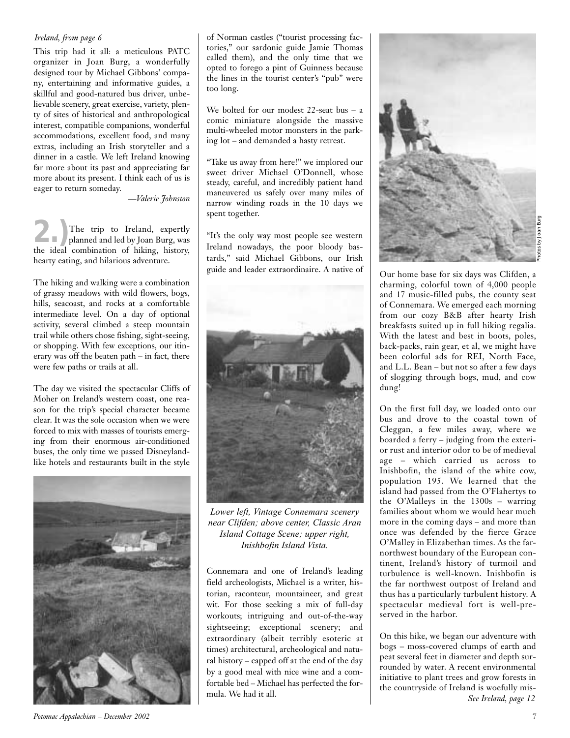*Ireland, from page 6*

This trip had it all: a meticulous PATC organizer in Joan Burg, a wonderfully designed tour by Michael Gibbons' company, entertaining and informative guides, a skillful and good-natured bus driver, unbelievable scenery, great exercise, variety, plenty of sites of historical and anthropological interest, compatible companions, wonderful accommodations, excellent food, and many extras, including an Irish storyteller and a dinner in a castle. We left Ireland knowing far more about its past and appreciating far more about its present. I think each of us is eager to return someday.

*—Valerie Johnston*

**2.)** The trip to Ireland, expertly planned and led by Joan Burg, was the ideal combination of hiking, history, hearty eating, and hilarious adventure.

The hiking and walking were a combination of grassy meadows with wild flowers, bogs, hills, seacoast, and rocks at a comfortable intermediate level. On a day of optional activity, several climbed a steep mountain trail while others chose fishing, sight-seeing, or shopping. With few exceptions, our itinerary was off the beaten path – in fact, there were few paths or trails at all.

The day we visited the spectacular Cliffs of Moher on Ireland's western coast, one reason for the trip's special character became clear. It was the sole occasion when we were forced to mix with masses of tourists emerging from their enormous air-conditioned buses, the only time we passed Disneyland-like hotels and restaurants built in the style of Norman castles ("tourist processing factories," our sardonic guide Jamie Thomas called them), and the only time that we opted to forego a pint of Guinness because the lines in the tourist center's "pub" were too long.

We bolted for our modest 22-seat bus – a comic miniature alongside the massive multi-wheeled motor monsters in the parking lot – and demanded a hasty retreat.

"Take us away from here!" we implored our sweet driver Michael O'Donnell, whose steady, careful, and incredibly patient hand maneuvered us safely over many miles of narrow winding roads in the 10 days we spent together.

"It's the only way most people see western Ireland nowadays, the poor bloody bastards," said Michael Gibbons, our Irish guide and leader extraordinaire. A native of Connemara and one of Ireland's leading field archeologists, Michael is a writer, historian, raconteur, mountaineer, and great wit. For those seeking a mix of full-day workouts; intriguing and out-of-the-way sightseeing; exceptional scenery; and extraordinary (albeit terribly esoteric at times) architectural, archeological and natural history – capped off at the end of the day by a good meal with nice wine and a comfortable bed – Michael has perfected the formula. We had it all.

*Lower left, Vintage Connemara scenery near Clifden; above center, Classic Aran Island Cottage Scene; upper right, Inishbofin Island Vista.*

Photos by Joan Burg

Our home base for six days was Clifden, a charming, colorful town of 4,000 people and 17 music-filled pubs, the county seat of Connemara. We emerged each morning from our cozy B&B after hearty Irish breakfasts suited up in full hiking regalia. With the latest and best in boots, poles, back-packs, rain gear, et al, we might have been colorful ads for REI, North Face, and L.L. Bean – but not so after a few days of slogging through bogs, mud, and cow dung!

On the first full day, we loaded onto our bus and drove to the coastal town of Cleggan, a few miles away, where we boarded a ferry – judging from the exterior rust and interior odor to be of medieval age – which carried us across to Inishbofin, the island of the white cow, population 195. We learned that the island had passed from the O'Flahertys to the O'Malleys in the 1300s – warring families about whom we would hear much more in the coming days – and more than once was defended by the fierce Grace O'Malley in Elizabethan times. As the far-northwest boundary of the European continent, Ireland's history of turmoil and turbulence is well-known. Inishbofin is the far northwest outpost of Ireland and thus has a particularly turbulent history. A spectacular medieval fort is well-preserved in the harbor.

On this hike, we began our adventure with bogs – moss-covered clumps of earth and peat several feet in diameter and depth surrounded by water. A recent environmental initiative to plant trees and grow forests in the countryside of Ireland is woefully mis-

*See Ireland, page 12*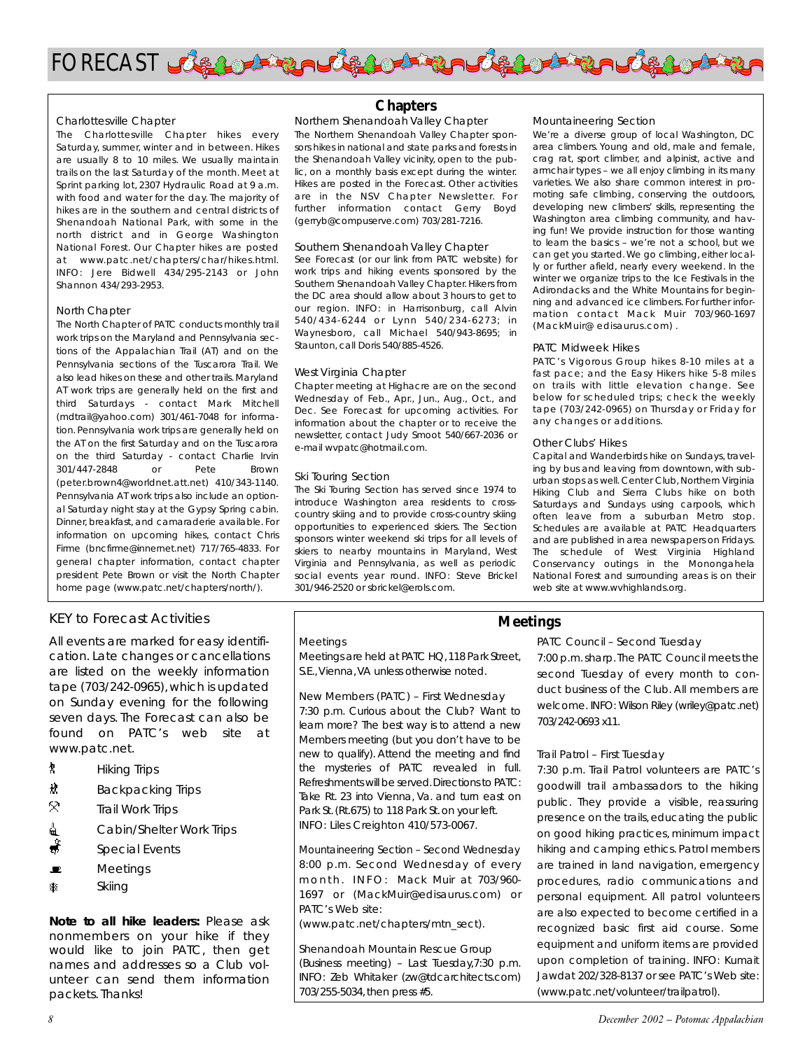# FORECAST

## Chapters

### Charlottesville Chapter

The Charlottesville Chapter hikes every Saturday, summer, winter and in between. Hikes are usually 8 to 10 miles. We usually maintain trails on the last Saturday of the month. Meet at Sprint parking lot, 2307 Hydraulic Road at 9 a.m. with food and water for the day. The majority of hikes are in the southern and central districts of Shenandoah National Park, with some in the north district and in George Washington National Forest. Our Chapter hikes are posted at www.patc.net/chapters/char/hikes.html. INFO: Jere Bidwell 434/295-2143 or John Shannon 434/293-2953.

### North Chapter

The North Chapter of PATC conducts monthly trail work trips on the Maryland and Pennsylvania sections of the Appalachian Trail (AT) and on the Pennsylvania sections of the Tuscarora Trail. We also lead hikes on these and other trails. Maryland AT work trips are generally held on the first and third Saturdays - contact Mark Mitchell (mdtrail@yahoo.com) 301/461-7048 for information. Pennsylvania work trips are generally held on the AT on the first Saturday and on the Tuscarora on the third Saturday - contact Charlie Irvin 301/447-2848 or Pete Brown (peter.brown4@worldnet.att.net) 410/343-1140. Pennsylvania AT work trips also include an optional Saturday night stay at the Gypsy Spring cabin. Dinner, breakfast, and camaraderie available. For information on upcoming hikes, contact Chris Firme (bncfirme@innernet.net) 717/765-4833. For general chapter information, contact chapter president Pete Brown or visit the North Chapter home page (www.patc.net/chapters/north/).

### Northern Shenandoah Valley Chapter

The Northern Shenandoah Valley Chapter sponsors hikes in national and state parks and forests in the Shenandoah Valley vicinity, open to the public, on a monthly basis except during the winter. Hikes are posted in the Forecast. Other activities are in the NSV Chapter Newsletter. For further information contact Gerry Boyd (gerryb@compuserve.com) 703/281-7216.

### Southern Shenandoah Valley Chapter

See Forecast (or our link from PATC website) for work trips and hiking events sponsored by the Southern Shenandoah Valley Chapter. Hikers from the DC area should allow about 3 hours to get to our region. INFO: in Harrisonburg, call Alvin 540/434-6244 or Lynn 540/234-6273; in Waynesboro, call Michael 540/943-8695; in Staunton, call Doris 540/885-4526.

### West Virginia Chapter

Chapter meeting at Highacre are on the second Wednesday of Feb., Apr., Jun., Aug., Oct., and Dec. See Forecast for upcoming activities. For information about the chapter or to receive the newsletter, contact Judy Smoot 540/667-2036 or e-mail wvpatc@hotmail.com.

### Ski Touring Section

The Ski Touring Section has served since 1974 to introduce Washington area residents to cross-country skiing and to provide cross-country skiing opportunities to experienced skiers. The Section sponsors winter weekend ski trips for all levels of skiers to nearby mountains in Maryland, West Virginia and Pennsylvania, as well as periodic social events year round. INFO: Steve Brickel 301/946-2520 or sbrickel@erols.com.

### Mountaineering Section

We're a diverse group of local Washington, DC area climbers. Young and old, male and female, crag rat, sport climber, and alpinist, active and armchair types – we all enjoy climbing in its many varieties. We also share common interest in promoting safe climbing, conserving the outdoors, developing new climbers' skills, representing the Washington area climbing community, and having fun! We provide instruction for those wanting to learn the basics – we're not a school, but we can get you started. We go climbing, either locally or further afield, nearly every weekend. In the winter we organize trips to the Ice Festivals in the Adirondacks and the White Mountains for beginning and advanced ice climbers. For further information contact Mack Muir 703/960-1697 (MackMuir@edisaurus.com).

### PATC Midweek Hikes

PATC's Vigorous Group hikes 8-10 miles at a fast pace; and the Easy Hikers hike 5-8 miles on trails with little elevation change. See below for scheduled trips; check the weekly tape (703/242-0965) on Thursday or Friday for any changes or additions.

### Other Clubs' Hikes

Capital and Wanderbirds hike on Sundays, traveling by bus and leaving from downtown, with suburban stops as well. Center Club, Northern Virginia Hiking Club and Sierra Clubs hike on both Saturdays and Sundays using carpools, which often leave from a suburban Metro stop. Schedules are available at PATC Headquarters and are published in area newspapers on Fridays. The schedule of West Virginia Highland Conservancy outings in the Monongahela National Forest and surrounding areas is on their web site at www.wvhighlands.org.

## KEY to Forecast Activities

All events are marked for easy identification. Late changes or cancellations are listed on the weekly information tape (703/242-0965), which is updated on Sunday evening for the following seven days. The Forecast can also be found on PATC's web site at www.patc.net.

- Hiking Trips
- Backpacking Trips
- Trail Work Trips
- Cabin/Shelter Work Trips
- Special Events
- Meetings
- Skiing

**Note to all hike leaders:** Please ask nonmembers on your hike if they would like to join PATC, then get names and addresses so a Club volunteer can send them information packets. Thanks!

## Meetings

### Meetings

Meetings are held at PATC HQ, 118 Park Street, S.E., Vienna, VA unless otherwise noted.

### New Members (PATC) – First Wednesday

7:30 p.m. Curious about the Club? Want to learn more? The best way is to attend a new Members meeting (but you don't have to be new to qualify). Attend the meeting and find the mysteries of PATC revealed in full. Refreshments will be served. Directions to PATC: Take Rt. 23 into Vienna, Va. and turn east on Park St. (Rt.675) to 118 Park St. on your left. INFO: Liles Creighton 410/573-0067.

### Mountaineering Section – Second Wednesday

8:00 p.m. Second Wednesday of every month. INFO: Mack Muir at 703/960-1697 or (MackMuir@edisaurus.com) or PATC's Web site: (www.patc.net/chapters/mtn_sect).

### Shenandoah Mountain Rescue Group

(Business meeting) – Last Tuesday,7:30 p.m. INFO: Zeb Whitaker (zw@tdcarchitects.com) 703/255-5034, then press #5.

### PATC Council – Second Tuesday

7:00 p.m. sharp. The PATC Council meets the second Tuesday of every month to conduct business of the Club. All members are welcome. INFO: Wilson Riley (wriley@patc.net) 703/242-0693 x11.

### Trail Patrol – First Tuesday

7:30 p.m. Trail Patrol volunteers are PATC's goodwill trail ambassadors to the hiking public. They provide a visible, reassuring presence on the trails, educating the public on good hiking practices, minimum impact hiking and camping ethics. Patrol members are trained in land navigation, emergency procedures, radio communications and personal equipment. All patrol volunteers are also expected to become certified in a recognized basic first aid course. Some equipment and uniform items are provided upon completion of training. INFO: Kumait Jawdat 202/328-8137 or see PATC's Web site: (www.patc.net/volunteer/trailpatrol).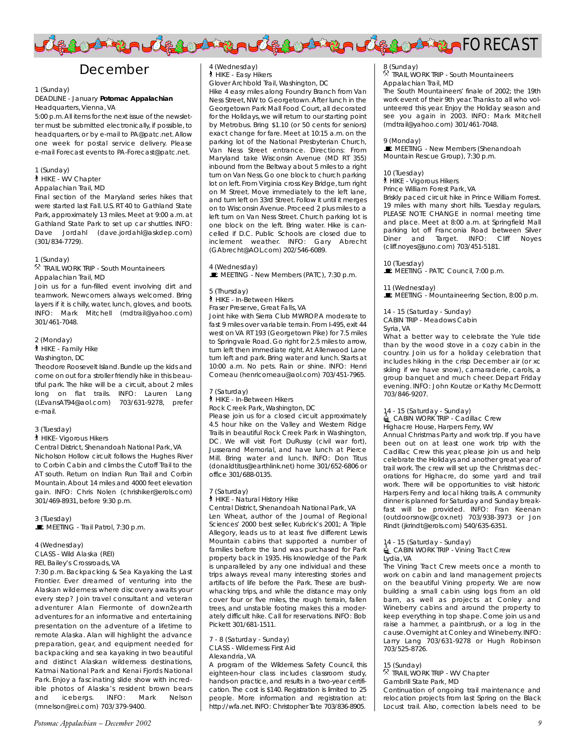# FORECAST

## December

1 (Sunday)
DEADLINE - January **Potomac Appalachian**
Headquarters, Vienna, VA
5:00 p.m. All items for the next issue of the newsletter must be submitted electronically, if possible, to headquarters, or by e-mail to PA@patc.net. Allow one week for postal service delivery. Please e-mail Forecast events to PA-Forecast@patc.net.

1 (Sunday)
HIKE - WV Chapter
Appalachian Trail, MD
Final section of the Maryland series hikes that were started last Fall. U.S. RT 40 to Gathland State Park, approximately 13 miles. Meet at 9:00 a.m. at Gathland State Park to set up car shuttles. INFO: Dave Jordahl (dave.jordahl@askdep.com) (301/834-7729).

1 (Sunday)
TRAIL WORK TRIP - South Mountaineers
Appalachian Trail, MD
Join us for a fun-filled event involving dirt and teamwork. Newcomers always welcomed. Bring layers if it is chilly, water, lunch, gloves, and boots. INFO: Mark Mitchell (mdtrail@yahoo.com) 301/461-7048.

2 (Monday)
HIKE - Family Hike
Washington, DC
Theodore Roosevelt Island. Bundle up the kids and come on out for a stroller friendly hike in this beautiful park. The hike will be a circuit, about 2 miles long on flat trails. INFO: Lauren Lang (LEvansAT94@aol.com) 703/631-9278, prefer e-mail.

3 (Tuesday)
HIKE- Vigorous Hikers
Central District, Shenandoah National Park, VA
Nicholson Hollow circuit follows the Hughes River to Corbin Cabin and climbs the Cutoff Trail to the AT south. Return on Indian Run Trail and Corbin Mountain. About 14 miles and 4000 feet elevation gain. INFO: Chris Nolen (chrishiker@erols.com) 301/469-8931, before 9:30 p.m.

3 (Tuesday)
MEETING - Trail Patrol, 7:30 p.m.

4 (Wednesday)
CLASS - Wild Alaska (REI)
REI, Bailey's Crossroads, VA
7:30 p.m. Backpacking & Sea Kayaking the Last Frontier. Ever dreamed of venturing into the Alaskan wilderness where discovery awaits your every step? Join travel consultant and veteran adventurer Alan Fiermonte of down2earth adventures for an informative and entertaining presentation on the adventure of a lifetime to remote Alaska. Alan will highlight the advance preparation, gear, and equipment needed for backpacking and sea kayaking in two beautiful and distinct Alaskan wilderness destinations, Katmai National Park and Kenai Fjords National Park. Enjoy a fascinating slide show with incredible photos of Alaska's resident brown bears and icebergs. INFO: Mark Nelson (mnelson@rei.com) 703/379-9400.

4 (Wednesday)
HIKE - Easy Hikers
Glover Archbold Trail, Washington, DC
Hike 4 easy miles along Foundry Branch from Van Ness Street, NW to Georgetown. After lunch in the Georgetown Park Mall Food Court, all decorated for the Holidays, we will return to our starting point by Metrobus. Bring $1.10 (or 50 cents for seniors) exact change for fare. Meet at 10:15 a.m. on the parking lot of the National Presbyterian Church, Van Ness Street entrance. Directions: From Maryland take Wisconsin Avenue (MD RT 355) inbound from the Beltway about 5 miles to a right turn on Van Ness. Go one block to church parking lot on left. From Virginia cross Key Bridge, turn right on M Street. Move immediately to the left lane, and turn left on 33rd Street. Follow it until it merges on to Wisconsin Avenue. Proceed 2 plus miles to a left turn on Van Ness Street. Church parking lot is one block on the left. Bring water. Hike is cancelled if D.C. Public Schools are closed due to inclement weather. INFO: Gary Abrecht (GAbrecht@AOL.com) 202/546-6089.

4 (Wednesday)
MEETING - New Members (PATC), 7:30 p.m.

5 (Thursday)
HIKE - In-Between Hikers
Fraser Preserve, Great Falls, VA
Joint hike with Sierra Club MWROP. A moderate to fast 9 miles over variable terrain. From I-495, exit 44 west on VA RT 193 (Georgetown Pike) for 7.5 miles to Springvale Road. Go right for 2.5 miles to arrow, turn left then immediate right. At Allenwood Lane turn left and park. Bring water and lunch. Starts at 10:00 a.m. No pets. Rain or shine. INFO: Henri Comeau (henricomeau@aol.com) 703/451-7965.

7 (Saturday)
HIKE - In-Between Hikers
Rock Creek Park, Washington, DC
Please join us for a closed circuit approximately 4.5 hour hike on the Valley and Western Ridge Trails in beautiful Rock Creek Park in Washington, DC. We will visit Fort DuRussy (civil war fort), Jusserand Memorial, and have lunch at Pierce Mill. Bring water and lunch. INFO: Don Titus (donaldtitus@earthlink.net) home 301/652-6806 or office 301/688-0135.

7 (Saturday)
HIKE - Natural History Hike
Central District, Shenandoah National Park, VA
Len Wheat, author of the Journal of Regional Sciences' 2000 best seller, Kubrick's 2001; A Triple Allegory, leads us to at least five different Lewis Mountain cabins that supported a number of families before the land was purchased for Park property back in 1935. His knowledge of the Park is unparalleled by any one individual and these trips always reveal many interesting stories and artifacts of life before the Park. These are bushwhacking trips, and while the distance may only cover four or five miles, the rough terrain, fallen trees, and unstable footing makes this a moderately difficult hike. Call for reservations. INFO: Bob Pickett 301/681-1511.

7 - 8 (Saturday - Sunday)
CLASS - Wilderness First Aid
Alexandria, VA
A program of the Wilderness Safety Council, this eighteen-hour class includes classroom study, hands-on practice, and results in a two-year certification. The cost is $140. Registration is limited to 25 people. More information and registration at: http://wfa.net. INFO: Christopher Tate 703/836-8905.

8 (Sunday)
TRAIL WORK TRIP - South Mountaineers
Appalachian Trail, MD
The South Mountaineers' finale of 2002; the 19th work event of their 9th year. Thanks to all who volunteered this year. Enjoy the Holiday season and see you again in 2003. INFO: Mark Mitchell (mdtrail@yahoo.com) 301/461-7048.

9 (Monday)
MEETING - New Members (Shenandoah Mountain Rescue Group), 7:30 p.m.

10 (Tuesday)
HIKE - Vigorous Hikers
Prince William Forest Park, VA
Briskly paced circuit hike in Prince William Forrest. 19 miles with many short hills. Tuesday regulars, PLEASE NOTE CHANGE in normal meeting time and place. Meet at 8:00 a.m. at Springfield Mall parking lot off Franconia Road between Silver Diner and Target. INFO: Cliff Noyes (cliff.noyes@juno.com) 703/451-5181.

10 (Tuesday)
MEETING - PATC Council, 7:00 p.m.

11 (Wednesday)
MEETING - Mountaineering Section, 8:00 p.m.

14 - 15 (Saturday - Sunday)
CABIN TRIP - Meadows Cabin
Syria, VA
What a better way to celebrate the Yule tide than by the wood stove in a cozy cabin in the country. Join us for a holiday celebration that includes hiking in the crisp December air (or xc skiing if we have snow), camaraderie, carols, a group banquet and much cheer. Depart Friday evening. INFO: John Koutze or Kathy McDermott 703/846-9207.

14 - 15 (Saturday - Sunday)
CABIN WORK TRIP - Cadillac Crew
Highacre House, Harpers Ferry, WV
Annual Christmas Party and work trip. If you have been out on at least one work trip with the Cadillac Crew this year, please join us and help celebrate the Holidays and another great year of trail work. The crew will set up the Christmas decorations for Highacre, do some yard and trail work. There will be opportunities to visit historic Harpers Ferry and local hiking trails. A community dinner is planned for Saturday and Sunday breakfast will be provided. INFO: Fran Keenan (outdoorsnow@cox.net) 703/938-3973 or Jon Rindt (jkrindt@erols.com) 540/635-6351.

14 - 15 (Saturday - Sunday)
CABIN WORK TRIP - Vining Tract Crew
Lydia, VA
The Vining Tract Crew meets once a month to work on cabin and land management projects on the beautiful Vining property. We are now building a small cabin using logs from an old barn, as well as projects at Conley and Wineberry cabins and around the property to keep everything in top shape. Come join us and raise a hammer, a paintbrush, or a log in the cause. Overnight at Conley and Wineberry. INFO: Larry Lang 703/631-9278 or Hugh Robinson 703/525-8726.

15 (Sunday)
TRAIL WORK TRIP - WV Chapter
Gambrill State Park, MD
Continuation of ongoing trail maintenance and relocation projects from last Spring on the Black Locust trail. Also, correction labels need to be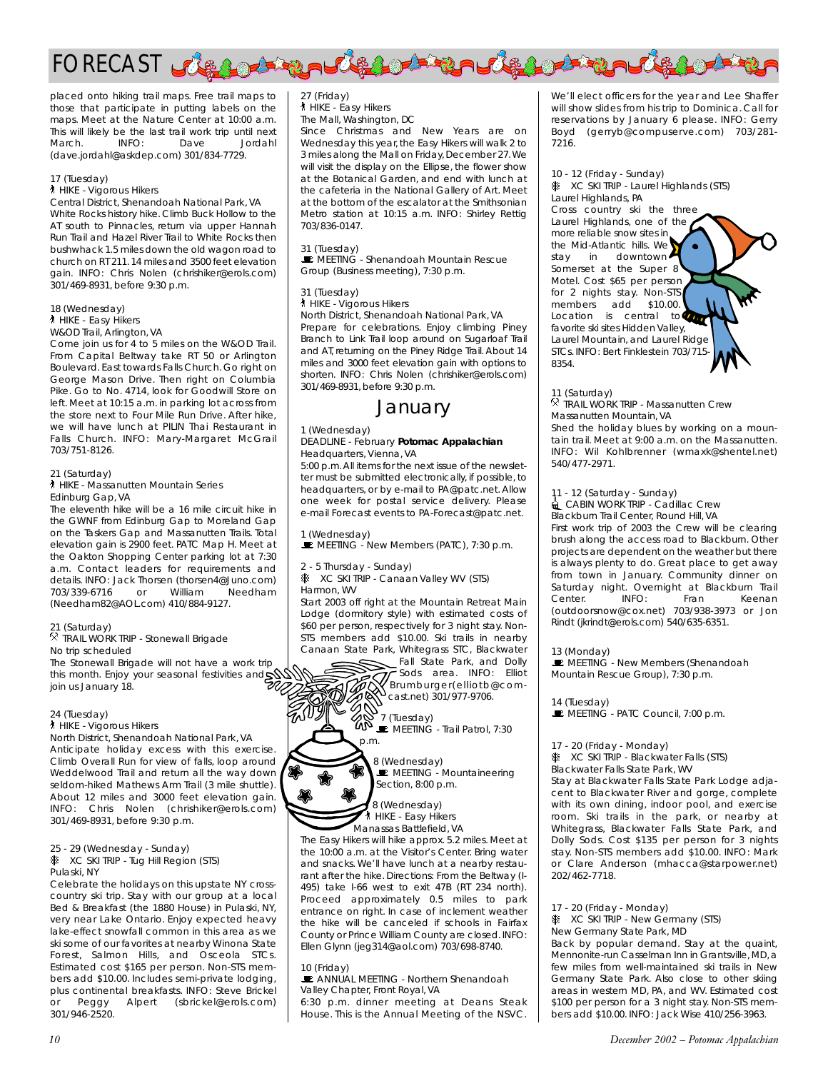# FORECAST

placed onto hiking trail maps. Free trail maps to those that participate in putting labels on the maps. Meet at the Nature Center at 10:00 a.m. This will likely be the last trail work trip until next March. INFO: Dave Jordahl (dave.jordahl@askdep.com) 301/834-7729.

17 (Tuesday)
HIKE - Vigorous Hikers
Central District, Shenandoah National Park, VA
White Rocks history hike. Climb Buck Hollow to the AT south to Pinnacles, return via upper Hannah Run Trail and Hazel River Trail to White Rocks then bushwhack 1.5 miles down the old wagon road to church on RT 211. 14 miles and 3500 feet elevation gain. INFO: Chris Nolen (chrishiker@erols.com) 301/469-8931, before 9:30 p.m.

18 (Wednesday)
HIKE - Easy Hikers
W&OD Trail, Arlington, VA
Come join us for 4 to 5 miles on the W&OD Trail. From Capital Beltway take RT 50 or Arlington Boulevard. East towards Falls Church. Go right on George Mason Drive. Then right on Columbia Pike. Go to No. 4714, look for Goodwill Store on left. Meet at 10:15 a.m. in parking lot across from the store next to Four Mile Run Drive. After hike, we will have lunch at PILIN Thai Restaurant in Falls Church. INFO: Mary-Margaret McGrail 703/751-8126.

21 (Saturday)
HIKE - Massanutten Mountain Series
Edinburg Gap, VA
The eleventh hike will be a 16 mile circuit hike in the GWNF from Edinburg Gap to Moreland Gap on the Taskers Gap and Massanutten Trails. Total elevation gain is 2900 feet. PATC Map H. Meet at the Oakton Shopping Center parking lot at 7:30 a.m. Contact leaders for requirements and details. INFO: Jack Thorsen (thorsen4@Juno.com) 703/339-6716 or William Needham (Needham82@AOL.com) 410/884-9127.

21 (Saturday)
TRAIL WORK TRIP - Stonewall Brigade
No trip scheduled
The Stonewall Brigade will not have a work trip this month. Enjoy your seasonal festivities and join us January 18.

24 (Tuesday)
HIKE - Vigorous Hikers
North District, Shenandoah National Park, VA
Anticipate holiday excess with this exercise. Climb Overall Run for view of falls, loop around Weddelwood Trail and return all the way down seldom-hiked Mathews Arm Trail (3 mile shuttle). About 12 miles and 3000 feet elevation gain. INFO: Chris Nolen (chrishiker@erols.com) 301/469-8931, before 9:30 p.m.

25 - 29 (Wednesday - Sunday)
XC SKI TRIP - Tug Hill Region (STS)
Pulaski, NY
Celebrate the holidays on this upstate NY cross-country ski trip. Stay with our group at a local Bed & Breakfast (the 1880 House) in Pulaski, NY, very near Lake Ontario. Enjoy expected heavy lake-effect snowfall common in this area as we ski some of our favorites at nearby Winona State Forest, Salmon Hills, and Osceola STCs. Estimated cost $165 per person. Non-STS members add $10.00. Includes semi-private lodging, plus continental breakfasts. INFO: Steve Brickel or Peggy Alpert (sbrickel@erols.com) 301/946-2520.

27 (Friday)
HIKE - Easy Hikers
The Mall, Washington, DC
Since Christmas and New Years are on Wednesday this year, the Easy Hikers will walk 2 to 3 miles along the Mall on Friday, December 27. We will visit the display on the Ellipse, the flower show at the Botanical Garden, and end with lunch at the cafeteria in the National Gallery of Art. Meet at the bottom of the escalator at the Smithsonian Metro station at 10:15 a.m. INFO: Shirley Rettig 703/836-0147.

31 (Tuesday)
MEETING - Shenandoah Mountain Rescue Group (Business meeting), 7:30 p.m.

31 (Tuesday)
HIKE - Vigorous Hikers
North District, Shenandoah National Park, VA
Prepare for celebrations. Enjoy climbing Piney Branch to Link Trail loop around on Sugarloaf Trail and AT, returning on the Piney Ridge Trail. About 14 miles and 3000 feet elevation gain with options to shorten. INFO: Chris Nolen (chrishiker@erols.com) 301/469-8931, before 9:30 p.m.

## January

1 (Wednesday)
DEADLINE - February **Potomac Appalachian**
Headquarters, Vienna, VA
5:00 p.m. All items for the next issue of the newsletter must be submitted electronically, if possible, to headquarters, or by e-mail to PA@patc.net. Allow one week for postal service delivery. Please e-mail Forecast events to PA-Forecast@patc.net.

1 (Wednesday)
MEETING - New Members (PATC), 7:30 p.m.

2 - 5 Thursday - Sunday)
XC SKI TRIP - Canaan Valley WV (STS)
Harmon, WV
Start 2003 off right at the Mountain Retreat Main Lodge (dormitory style) with estimated costs of $60 per person, respectively for 3 night stay. Non-STS members add $10.00. Ski trails in nearby Canaan State Park, Whitegrass STC, Blackwater Fall State Park, and Dolly Sods area. INFO: Elliot Brumburger(elliotb@comcast.net) 301/977-9706.

7 (Tuesday)
MEETING - Trail Patrol, 7:30 p.m.

8 (Wednesday)
MEETING - Mountaineering Section, 8:00 p.m.

8 (Wednesday)
HIKE - Easy Hikers
Manassas Battlefield, VA
The Easy Hikers will hike approx. 5.2 miles. Meet at the 10:00 a.m. at the Visitor's Center. Bring water and snacks. We'll have lunch at a nearby restaurant after the hike. Directions: From the Beltway (I-495) take I-66 west to exit 47B (RT 234 north). Proceed approximately 0.5 miles to park entrance on right. In case of inclement weather the hike will be canceled if schools in Fairfax County or Prince William County are closed. INFO: Ellen Glynn (jeg314@aol.com) 703/698-8740.

10 (Friday)
ANNUAL MEETING - Northern Shenandoah Valley Chapter, Front Royal, VA
6:30 p.m. dinner meeting at Deans Steak House. This is the Annual Meeting of the NSVC. We'll elect officers for the year and Lee Shaffer will show slides from his trip to Dominica. Call for reservations by January 6 please. INFO: Gerry Boyd (gerryb@compuserve.com) 703/281-7216.

10 - 12 (Friday - Sunday)
XC SKI TRIP - Laurel Highlands (STS)
Laurel Highlands, PA
Cross country ski the three Laurel Highlands, one of the more reliable snow sites in the Mid-Atlantic hills. We stay in downtown Somerset at the Super 8 Motel. Cost $65 per person for 2 nights stay. Non-STS members add $10.00. Location is central to favorite ski sites Hidden Valley, Laurel Mountain, and Laurel Ridge STCs. INFO: Bert Finklestein 703/715-8354.

11 (Saturday)
TRAIL WORK TRIP - Massanutten Crew
Massanutten Mountain, VA
Shed the holiday blues by working on a mountain trail. Meet at 9:00 a.m. on the Massanutten. INFO: Wil Kohlbrenner (wmaxk@shentel.net) 540/477-2971.

11 - 12 (Saturday - Sunday)
CABIN WORK TRIP - Cadillac Crew
Blackburn Trail Center, Round Hill, VA
First work trip of 2003 the Crew will be clearing brush along the access road to Blackburn. Other projects are dependent on the weather but there is always plenty to do. Great place to get away from town in January. Community dinner on Saturday night. Overnight at Blackburn Trail Center. INFO: Fran Keenan (outdoorsnow@cox.net) 703/938-3973 or Jon Rindt (jkrindt@erols.com) 540/635-6351.

13 (Monday)
MEETING - New Members (Shenandoah Mountain Rescue Group), 7:30 p.m.

14 (Tuesday)
MEETING - PATC Council, 7:00 p.m.

17 - 20 (Friday - Monday)
XC SKI TRIP - Blackwater Falls (STS)
Blackwater Falls State Park, WV
Stay at Blackwater Falls State Park Lodge adjacent to Blackwater River and gorge, complete with its own dining, indoor pool, and exercise room. Ski trails in the park, or nearby at Whitegrass, Blackwater Falls State Park, and Dolly Sods. Cost $135 per person for 3 nights stay. Non-STS members add $10.00. INFO: Mark or Clare Anderson (mhacca@starpower.net) 202/462-7718.

17 - 20 (Friday - Monday)
XC SKI TRIP - New Germany (STS)
New Germany State Park, MD
Back by popular demand. Stay at the quaint, Mennonite-run Casselman Inn in Grantsville, MD, a few miles from well-maintained ski trails in New Germany State Park. Also close to other skiing areas in western MD, PA, and WV. Estimated cost $100 per person for a 3 night stay. Non-STS members add $10.00. INFO: Jack Wise 410/256-3963.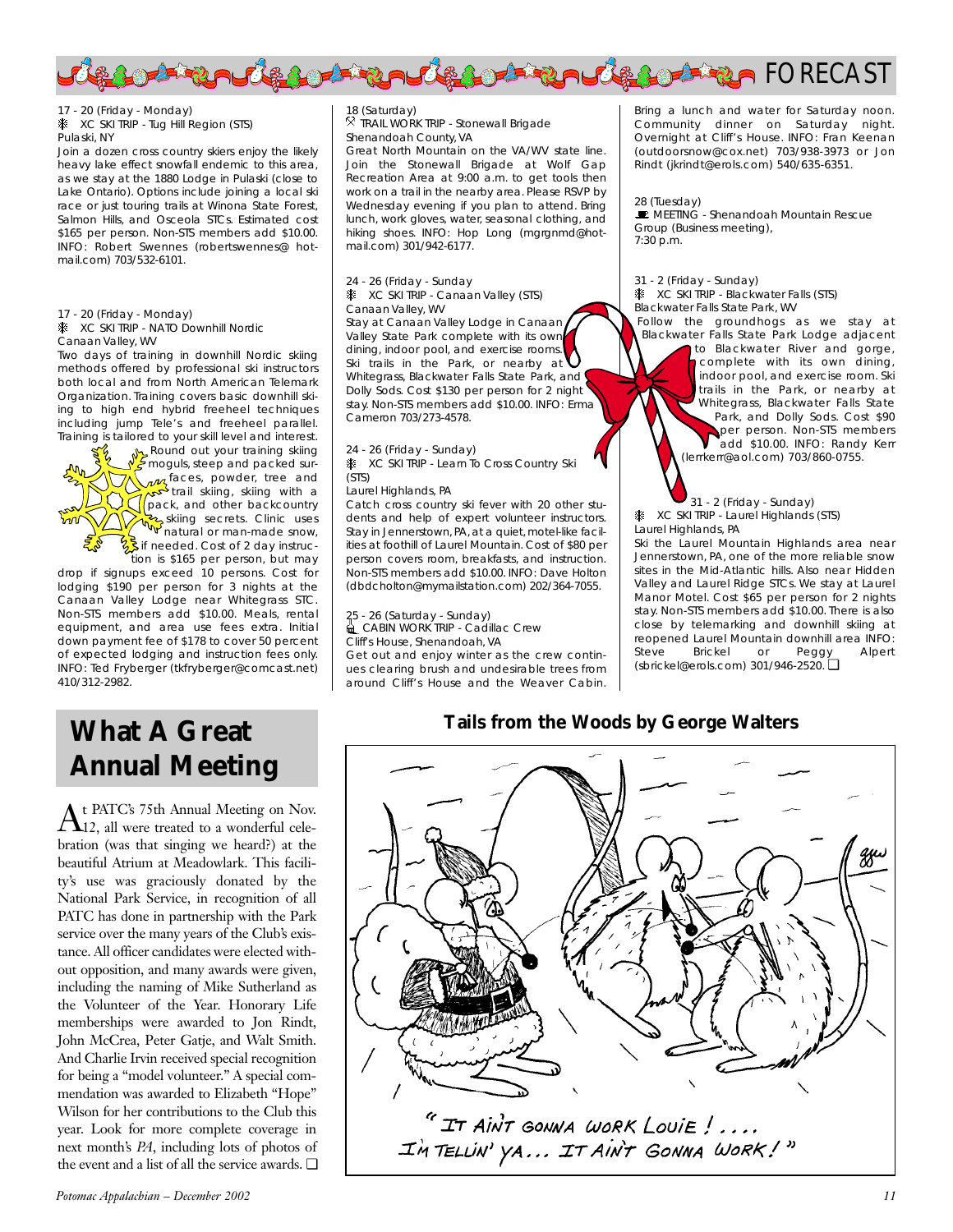# FORECAST

17 - 20 (Friday - Monday)
XC SKI TRIP - Tug Hill Region (STS)
Pulaski, NY

Join a dozen cross country skiers enjoy the likely heavy lake effect snowfall endemic to this area, as we stay at the 1880 Lodge in Pulaski (close to Lake Ontario). Options include joining a local ski race or just touring trails at Winona State Forest, Salmon Hills, and Osceola STCs. Estimated cost $165 per person. Non-STS members add $10.00. INFO: Robert Swennes (robertswennes@ hotmail.com) 703/532-6101.

17 - 20 (Friday - Monday)
XC SKI TRIP - NATO Downhill Nordic
Canaan Valley, WV

Two days of training in downhill Nordic skiing methods offered by professional ski instructors both local and from North American Telemark Organization. Training covers basic downhill skiing to high end hybrid freeheel techniques including jump Tele's and freeheel parallel. Training is tailored to your skill level and interest. Round out your training skiing moguls, steep and packed surfaces, powder, tree and trail skiing, skiing with a pack, and other backcountry skiing secrets. Clinic uses natural or man-made snow, if needed. Cost of 2 day instruction is $165 per person, but may drop if signups exceed 10 persons. Cost for lodging $190 per person for 3 nights at the Canaan Valley Lodge near Whitegrass STC. Non-STS members add $10.00. Meals, rental equipment, and area use fees extra. Initial down payment fee of $178 to cover 50 percent of expected lodging and instruction fees only. INFO: Ted Fryberger (tkfryberger@comcast.net) 410/312-2982.

18 (Saturday)
TRAIL WORK TRIP - Stonewall Brigade
Shenandoah County, VA

Great North Mountain on the VA/WV state line. Join the Stonewall Brigade at Wolf Gap Recreation Area at 9:00 a.m. to get tools then work on a trail in the nearby area. Please RSVP by Wednesday evening if you plan to attend. Bring lunch, work gloves, water, seasonal clothing, and hiking shoes. INFO: Hop Long (mgrgnmd@hotmail.com) 301/942-6177.

24 - 26 (Friday - Sunday
XC SKI TRIP - Canaan Valley (STS)
Canaan Valley, WV

Stay at Canaan Valley Lodge in Canaan Valley State Park complete with its own dining, indoor pool, and exercise rooms. Ski trails in the Park, or nearby at Whitegrass, Blackwater Falls State Park, and Dolly Sods. Cost $130 per person for 2 night stay. Non-STS members add $10.00. INFO: Erma Cameron 703/273-4578.

24 - 26 (Friday - Sunday)
XC SKI TRIP - Learn To Cross Country Ski (STS)
Laurel Highlands, PA

Catch cross country ski fever with 20 other students and help of expert volunteer instructors. Stay in Jennerstown, PA, at a quiet, motel-like facilities at foothill of Laurel Mountain. Cost of $80 per person covers room, breakfasts, and instruction. Non-STS members add $10.00. INFO: Dave Holton (dbdcholton@mymailstation.com) 202/364-7055.

25 - 26 (Saturday - Sunday)
CABIN WORK TRIP - Cadillac Crew
Cliff's House, Shenandoah, VA

Get out and enjoy winter as the crew continues clearing brush and undesirable trees from around Cliff's House and the Weaver Cabin. Bring a lunch and water for Saturday noon. Community dinner on Saturday night. Overnight at Cliff's House. INFO: Fran Keenan (outdoorsnow@cox.net) 703/938-3973 or Jon Rindt (jkrindt@erols.com) 540/635-6351.

28 (Tuesday)
MEETING - Shenandoah Mountain Rescue Group (Business meeting),
7:30 p.m.

31 - 2 (Friday - Sunday)
XC SKI TRIP - Blackwater Falls (STS)
Blackwater Falls State Park, WV

Follow the groundhogs as we stay at Blackwater Falls State Park Lodge adjacent to Blackwater River and gorge, complete with its own dining, indoor pool, and exercise room. Ski trails in the Park, or nearby at Whitegrass, Blackwater Falls State Park, and Dolly Sods. Cost $90 per person. Non-STS members add $10.00. INFO: Randy Kerr (lerrkerr@aol.com) 703/860-0755.

31 - 2 (Friday - Sunday)
XC SKI TRIP - Laurel Highlands (STS)
Laurel Highlands, PA

Ski the Laurel Mountain Highlands area near Jennerstown, PA, one of the more reliable snow sites in the Mid-Atlantic hills. Also near Hidden Valley and Laurel Ridge STCs. We stay at Laurel Manor Motel. Cost $65 per person for 2 nights stay. Non-STS members add $10.00. There is also close by telemarking and downhill skiing at reopened Laurel Mountain downhill area INFO: Steve Brickel or Peggy Alpert (sbrickel@erols.com) 301/946-2520. ❑

## What A Great Annual Meeting

At PATC's 75th Annual Meeting on Nov. 12, all were treated to a wonderful celebration (was that singing we heard?) at the beautiful Atrium at Meadowlark. This facility's use was graciously donated by the National Park Service, in recognition of all PATC has done in partnership with the Park service over the many years of the Club's existance. All officer candidates were elected without opposition, and many awards were given, including the naming of Mike Sutherland as the Volunteer of the Year. Honorary Life memberships were awarded to Jon Rindt, John McCrea, Peter Gatje, and Walt Smith. And Charlie Irvin received special recognition for being a "model volunteer." A special commendation was awarded to Elizabeth "Hope" Wilson for her contributions to the Club this year. Look for more complete coverage in next month's *PA*, including lots of photos of the event and a list of all the service awards. ❑

## Tails from the Woods by George Walters

"IT AIN'T GONNA WORK LOUIE ! .... I'M TELLIN' YA... IT AIN'T GONNA WORK ! "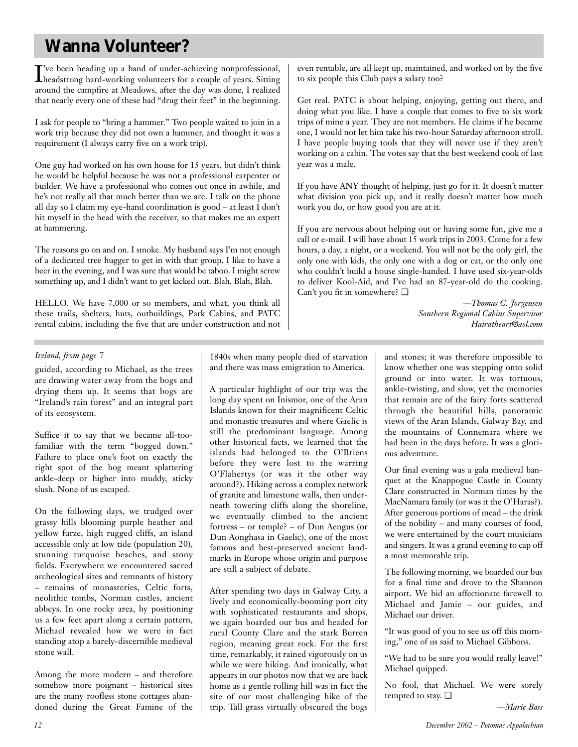# Wanna Volunteer?

I've been heading up a band of under-achieving nonprofessional, headstrong hard-working volunteers for a couple of years. Sitting around the campfire at Meadows, after the day was done, I realized that nearly every one of these had "drug their feet" in the beginning.

I ask for people to "bring a hammer." Two people waited to join in a work trip because they did not own a hammer, and thought it was a requirement (I always carry five on a work trip).

One guy had worked on his own house for 15 years, but didn't think he would be helpful because he was not a professional carpenter or builder. We have a professional who comes out once in awhile, and he's not really all that much better than we are. I talk on the phone all day so I claim my eye-hand coordination is good – at least I don't hit myself in the head with the receiver, so that makes me an expert at hammering.

The reasons go on and on. I smoke. My husband says I'm not enough of a dedicated tree hugger to get in with that group. I like to have a beer in the evening, and I was sure that would be taboo. I might screw something up, and I didn't want to get kicked out. Blah, Blah, Blah.

HELLO. We have 7,000 or so members, and what, you think all these trails, shelters, huts, outbuildings, Park Cabins, and PATC rental cabins, including the five that are under construction and not even rentable, are all kept up, maintained, and worked on by the five to six people this Club pays a salary too?

Get real. PATC is about helping, enjoying, getting out there, and doing what you like. I have a couple that comes to five to six work trips of mine a year. They are not members. He claims if he became one, I would not let him take his two-hour Saturday afternoon stroll. I have people buying tools that they will never use if they aren't working on a cabin. The votes say that the best weekend cook of last year was a male.

If you have ANY thought of helping, just go for it. It doesn't matter what division you pick up, and it really doesn't matter how much work you do, or how good you are at it.

If you are nervous about helping out or having some fun, give me a call or e-mail. I will have about 15 work trips in 2003. Come for a few hours, a day, a night, or a weekend. You will not be the only girl, the only one with kids, the only one with a dog or cat, or the only one who couldn't build a house single-handed. I have used six-year-olds to deliver Kool-Aid, and I've had an 87-year-old do the cooking. Can't you fit in somewhere? ❑

*—Thomas C. Jorgensen*
*Southern Regional Cabins Supervisor*
*Hairatheart@aol.com*

---

*Ireland, from page 7*

guided, according to Michael, as the trees are drawing water away from the bogs and drying them up. It seems that bogs are "Ireland's rain forest" and an integral part of its ecosystem.

Suffice it to say that we became all-too-familiar with the term "bogged down." Failure to place one's foot on exactly the right spot of the bog meant splattering ankle-deep or higher into muddy, sticky slush. None of us escaped.

On the following days, we trudged over grassy hills blooming purple heather and yellow furze, high rugged cliffs, an island accessible only at low tide (population 20), stunning turquoise beaches, and stony fields. Everywhere we encountered sacred archeological sites and remnants of history – remains of monasteries, Celtic forts, neolithic tombs, Norman castles, ancient abbeys. In one rocky area, by positioning us a few feet apart along a certain pattern, Michael revealed how we were in fact standing atop a barely-discernible medieval stone wall.

Among the more modern – and therefore somehow more poignant – historical sites are the many roofless stone cottages abandoned during the Great Famine of the 1840s when many people died of starvation and there was mass emigration to America.

A particular highlight of our trip was the long day spent on Inismor, one of the Aran Islands known for their magnificent Celtic and monastic treasures and where Gaelic is still the predominant language. Among other historical facts, we learned that the islands had belonged to the O'Briens before they were lost to the warring O'Flahertys (or was it the other way around?). Hiking across a complex network of granite and limestone walls, then underneath towering cliffs along the shoreline, we eventually climbed to the ancient fortress – or temple? – of Dun Aengus (or Dun Aonghasa in Gaelic), one of the most famous and best-preserved ancient landmarks in Europe whose origin and purpose are still a subject of debate.

After spending two days in Galway City, a lively and economically-booming port city with sophisticated restaurants and shops, we again boarded our bus and headed for rural County Clare and the stark Burren region, meaning great rock. For the first time, remarkably, it rained vigorously on us while we were hiking. And ironically, what appears in our photos now that we are back home as a gentle rolling hill was in fact the site of our most challenging hike of the trip. Tall grass virtually obscured the bogs and stones; it was therefore impossible to know whether one was stepping onto solid ground or into water. It was tortuous, ankle-twisting, and slow, yet the memories that remain are of the fairy forts scattered through the beautiful hills, panoramic views of the Aran Islands, Galway Bay, and the mountains of Connemara where we had been in the days before. It was a glorious adventure.

Our final evening was a gala medieval banquet at the Knappogue Castle in County Clare constructed in Norman times by the MacNamara family (or was it the O'Haras?). After generous portions of mead – the drink of the nobility – and many courses of food, we were entertained by the court musicians and singers. It was a grand evening to cap off a most memorable trip.

The following morning, we boarded our bus for a final time and drove to the Shannon airport. We bid an affectionate farewell to Michael and Jamie – our guides, and Michael our driver.

"It was good of you to see us off this morning," one of us said to Michael Gibbons.

"We had to be sure you would really leave!" Michael quipped.

No fool, that Michael. We were sorely tempted to stay. ❑

*—Marie Bass*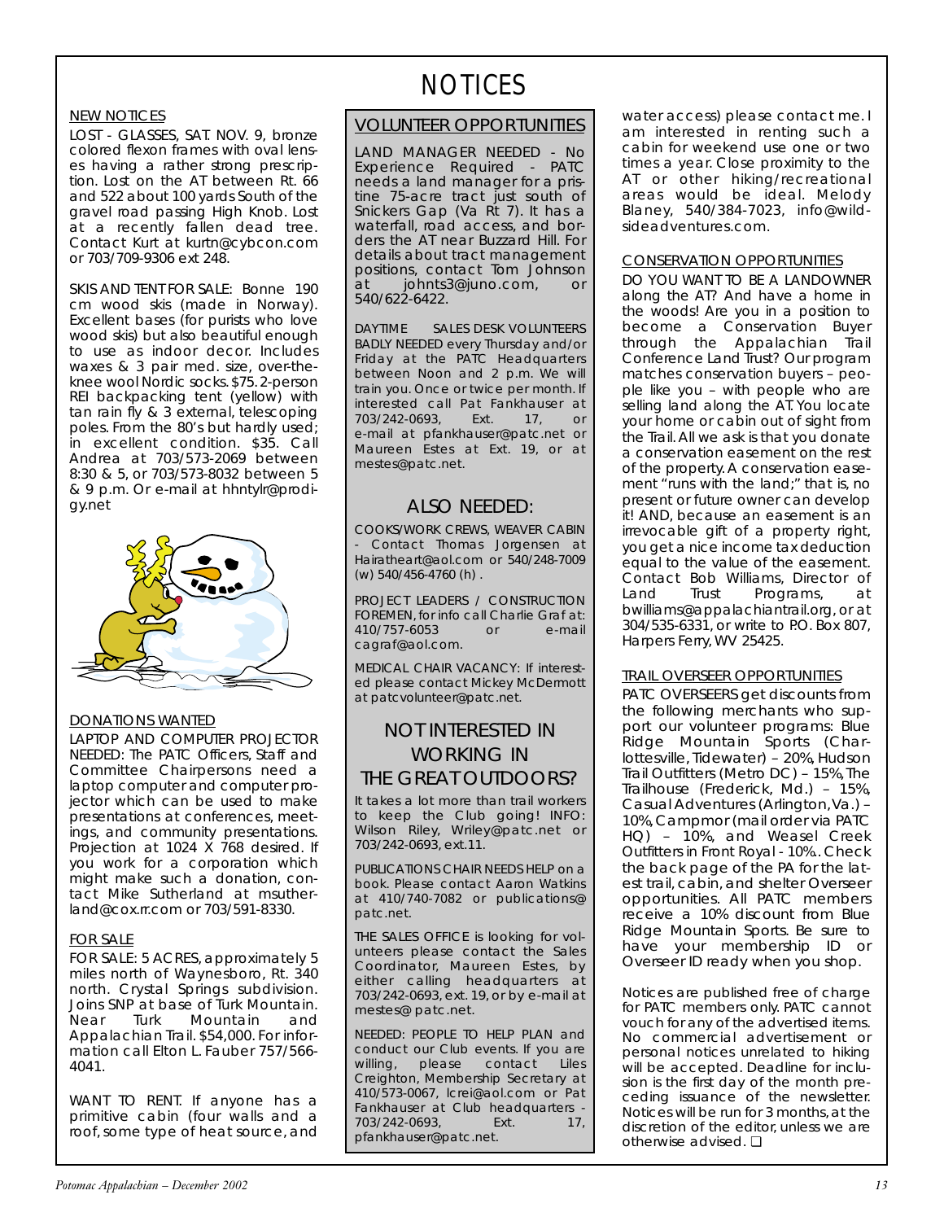# NOTICES

## NEW NOTICES

LOST - GLASSES, SAT. NOV. 9, bronze colored flexon frames with oval lenses having a rather strong prescription. Lost on the AT between Rt. 66 and 522 about 100 yards South of the gravel road passing High Knob. Lost at a recently fallen dead tree. Contact Kurt at kurtn@cybcon.com or 703/709-9306 ext 248.

SKIS AND TENT FOR SALE: Bonne 190 cm wood skis (made in Norway). Excellent bases (for purists who love wood skis) but also beautiful enough to use as indoor decor. Includes waxes & 3 pair med. size, over-the-knee wool Nordic socks. $75. 2-person REI backpacking tent (yellow) with tan rain fly & 3 external, telescoping poles. From the 80's but hardly used; in excellent condition. $35. Call Andrea at 703/573-2069 between 8:30 & 5, or 703/573-8032 between 5 & 9 p.m. Or e-mail at hhntylr@prodigy.net

## DONATIONS WANTED

LAPTOP AND COMPUTER PROJECTOR NEEDED: The PATC Officers, Staff and Committee Chairpersons need a laptop computer and computer projector which can be used to make presentations at conferences, meetings, and community presentations. Projection at 1024 X 768 desired. If you work for a corporation which might make such a donation, contact Mike Sutherland at msutherland@cox.rr.com or 703/591-8330.

## FOR SALE

FOR SALE: 5 ACRES, approximately 5 miles north of Waynesboro, Rt. 340 north. Crystal Springs subdivision. Joins SNP at base of Turk Mountain. Near Turk Mountain and Appalachian Trail. $54,000. For information call Elton L. Fauber 757/566-4041.

WANT TO RENT. If anyone has a primitive cabin (four walls and a roof, some type of heat source, and water access) please contact me. I am interested in renting such a cabin for weekend use one or two times a year. Close proximity to the AT or other hiking/recreational areas would be ideal. Melody Blaney, 540/384-7023, info@wildsideadventures.com.

## VOLUNTEER OPPORTUNITIES

LAND MANAGER NEEDED - No Experience Required - PATC needs a land manager for a pristine 75-acre tract just south of Snickers Gap (Va Rt 7). It has a waterfall, road access, and borders the AT near Buzzard Hill. For details about tract management positions, contact Tom Johnson at johnts3@juno.com, or 540/622-6422.

DAYTIME SALES DESK VOLUNTEERS BADLY NEEDED every Thursday and/or Friday at the PATC Headquarters between Noon and 2 p.m. We will train you. Once or twice per month. If interested call Pat Fankhauser at 703/242-0693, Ext. 17, or e-mail at pfankhauser@patc.net or Maureen Estes at Ext. 19, or at mestes@patc.net.

## ALSO NEEDED:

COOKS/WORK CREWS, WEAVER CABIN - Contact Thomas Jorgensen at Hairatheart@aol.com or 540/248-7009 (w) 540/456-4760 (h) .

PROJECT LEADERS / CONSTRUCTION FOREMEN, for info call Charlie Graf at: 410/757-6053 or e-mail cagraf@aol.com.

MEDICAL CHAIR VACANCY: If interested please contact Mickey McDermott at patcvolunteer@patc.net.

## NOT INTERESTED IN WORKING IN THE GREAT OUTDOORS?

It takes a lot more than trail workers to keep the Club going! INFO: Wilson Riley, Wriley@patc.net or 703/242-0693, ext.11.

PUBLICATIONS CHAIR NEEDS HELP on a book. Please contact Aaron Watkins at 410/740-7082 or publications@patc.net.

THE SALES OFFICE is looking for volunteers please contact the Sales Coordinator, Maureen Estes, by either calling headquarters at 703/242-0693, ext. 19, or by e-mail at mestes@ patc.net.

NEEDED: PEOPLE TO HELP PLAN and conduct our Club events. If you are willing, please contact Liles Creighton, Membership Secretary at 410/573-0067, lcrei@aol.com or Pat Fankhauser at Club headquarters - 703/242-0693, Ext. 17, pfankhauser@patc.net.

## CONSERVATION OPPORTUNITIES

DO YOU WANT TO BE A LANDOWNER along the AT? And have a home in the woods! Are you in a position to become a Conservation Buyer through the Appalachian Trail Conference Land Trust? Our program matches conservation buyers – people like you – with people who are selling land along the AT. You locate your home or cabin out of sight from the Trail. All we ask is that you donate a conservation easement on the rest of the property. A conservation easement "runs with the land;" that is, no present or future owner can develop it! AND, because an easement is an irrevocable gift of a property right, you get a nice income tax deduction equal to the value of the easement. Contact Bob Williams, Director of Land Trust Programs, at bwilliams@appalachiantrail.org, or at 304/535-6331, or write to P.O. Box 807, Harpers Ferry, WV 25425.

## TRAIL OVERSEER OPPORTUNITIES

PATC OVERSEERS get discounts from the following merchants who support our volunteer programs: Blue Ridge Mountain Sports (Charlottesville, Tidewater) – 20%, Hudson Trail Outfitters (Metro DC) – 15%, The Trailhouse (Frederick, Md.) – 15%, Casual Adventures (Arlington, Va.) – 10%, Campmor (mail order via PATC HQ) – 10%, and Weasel Creek Outfitters in Front Royal - 10%.. Check the back page of the PA for the latest trail, cabin, and shelter Overseer opportunities. All PATC members receive a 10% discount from Blue Ridge Mountain Sports. Be sure to have your membership ID or Overseer ID ready when you shop.

Notices are published free of charge for PATC members only. PATC cannot vouch for any of the advertised items. No commercial advertisement or personal notices unrelated to hiking will be accepted. Deadline for inclusion is the first day of the month preceding issuance of the newsletter. Notices will be run for 3 months, at the discretion of the editor, unless we are otherwise advised. ❑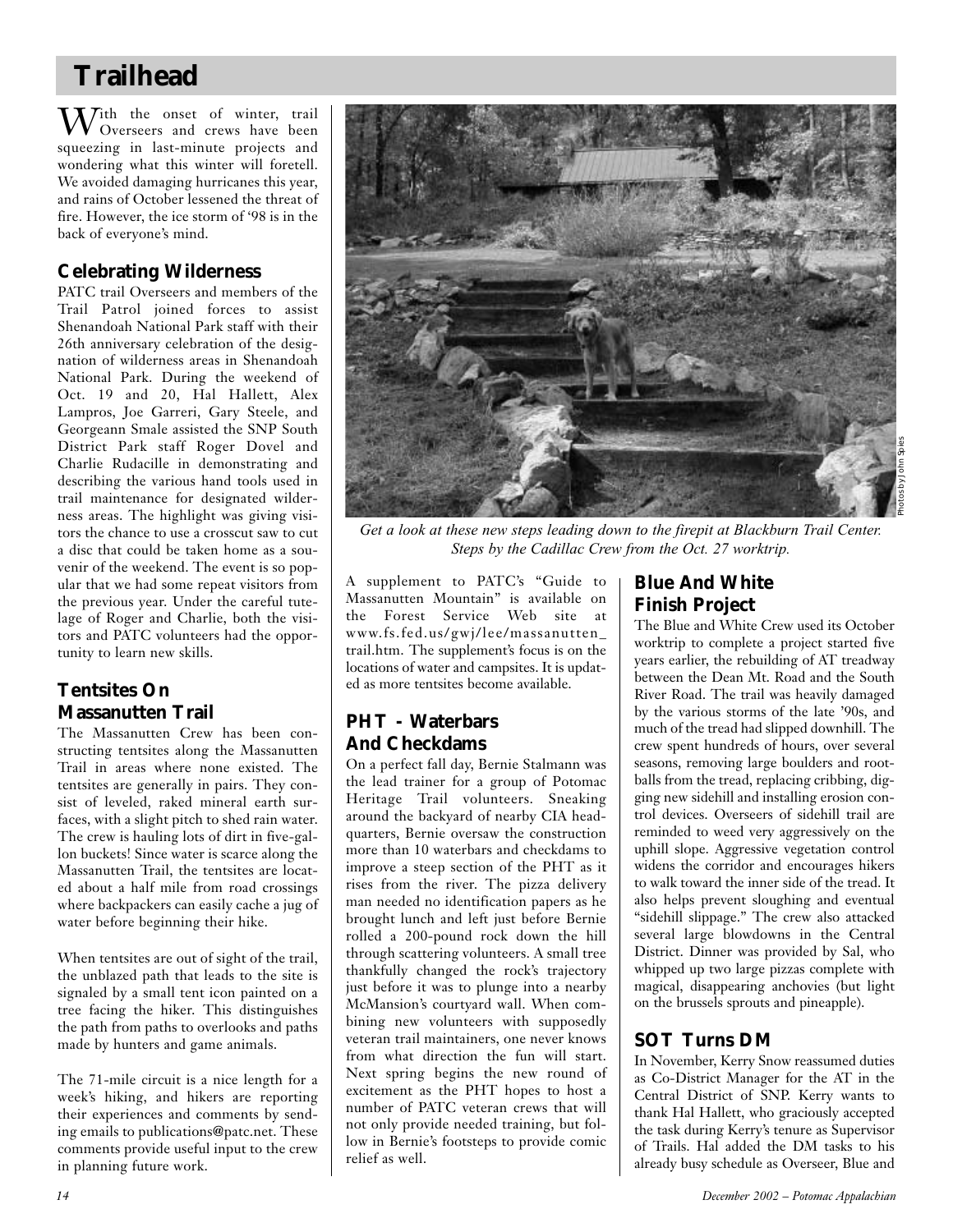# Trailhead

With the onset of winter, trail Overseers and crews have been squeezing in last-minute projects and wondering what this winter will foretell. We avoided damaging hurricanes this year, and rains of October lessened the threat of fire. However, the ice storm of '98 is in the back of everyone's mind.

## Celebrating Wilderness

PATC trail Overseers and members of the Trail Patrol joined forces to assist Shenandoah National Park staff with their 26th anniversary celebration of the designation of wilderness areas in Shenandoah National Park. During the weekend of Oct. 19 and 20, Hal Hallett, Alex Lampros, Joe Garreri, Gary Steele, and Georgeann Smale assisted the SNP South District Park staff Roger Dovel and Charlie Rudacille in demonstrating and describing the various hand tools used in trail maintenance for designated wilderness areas. The highlight was giving visitors the chance to use a crosscut saw to cut a disc that could be taken home as a souvenir of the weekend. The event is so popular that we had some repeat visitors from the previous year. Under the careful tutelage of Roger and Charlie, both the visitors and PATC volunteers had the opportunity to learn new skills.

## Tentsites On Massanutten Trail

The Massanutten Crew has been constructing tentsites along the Massanutten Trail in areas where none existed. The tentsites are generally in pairs. They consist of leveled, raked mineral earth surfaces, with a slight pitch to shed rain water. The crew is hauling lots of dirt in five-gallon buckets! Since water is scarce along the Massanutten Trail, the tentsites are located about a half mile from road crossings where backpackers can easily cache a jug of water before beginning their hike.

When tentsites are out of sight of the trail, the unblazed path that leads to the site is signaled by a small tent icon painted on a tree facing the hiker. This distinguishes the path from paths to overlooks and paths made by hunters and game animals.

The 71-mile circuit is a nice length for a week's hiking, and hikers are reporting their experiences and comments by sending emails to publications@patc.net. These comments provide useful input to the crew in planning future work.

*Get a look at these new steps leading down to the firepit at Blackburn Trail Center. Steps by the Cadillac Crew from the Oct. 27 worktrip.*

Photos by John Spies

A supplement to PATC's "Guide to Massanutten Mountain" is available on the Forest Service Web site at www.fs.fed.us/gwj/lee/massanutten_trail.htm. The supplement's focus is on the locations of water and campsites. It is updated as more tentsites become available.

## PHT - Waterbars And Checkdams

On a perfect fall day, Bernie Stalmann was the lead trainer for a group of Potomac Heritage Trail volunteers. Sneaking around the backyard of nearby CIA headquarters, Bernie oversaw the construction more than 10 waterbars and checkdams to improve a steep section of the PHT as it rises from the river. The pizza delivery man needed no identification papers as he brought lunch and left just before Bernie rolled a 200-pound rock down the hill through scattering volunteers. A small tree thankfully changed the rock's trajectory just before it was to plunge into a nearby McMansion's courtyard wall. When combining new volunteers with supposedly veteran trail maintainers, one never knows from what direction the fun will start. Next spring begins the new round of excitement as the PHT hopes to host a number of PATC veteran crews that will not only provide needed training, but follow in Bernie's footsteps to provide comic relief as well.

## Blue And White Finish Project

The Blue and White Crew used its October worktrip to complete a project started five years earlier, the rebuilding of AT treadway between the Dean Mt. Road and the South River Road. The trail was heavily damaged by the various storms of the late '90s, and much of the tread had slipped downhill. The crew spent hundreds of hours, over several seasons, removing large boulders and rootballs from the tread, replacing cribbing, digging new sidehill and installing erosion control devices. Overseers of sidehill trail are reminded to weed very aggressively on the uphill slope. Aggressive vegetation control widens the corridor and encourages hikers to walk toward the inner side of the tread. It also helps prevent sloughing and eventual "sidehill slippage." The crew also attacked several large blowdowns in the Central District. Dinner was provided by Sal, who whipped up two large pizzas complete with magical, disappearing anchovies (but light on the brussels sprouts and pineapple).

## SOT Turns DM

In November, Kerry Snow reassumed duties as Co-District Manager for the AT in the Central District of SNP. Kerry wants to thank Hal Hallett, who graciously accepted the task during Kerry's tenure as Supervisor of Trails. Hal added the DM tasks to his already busy schedule as Overseer, Blue and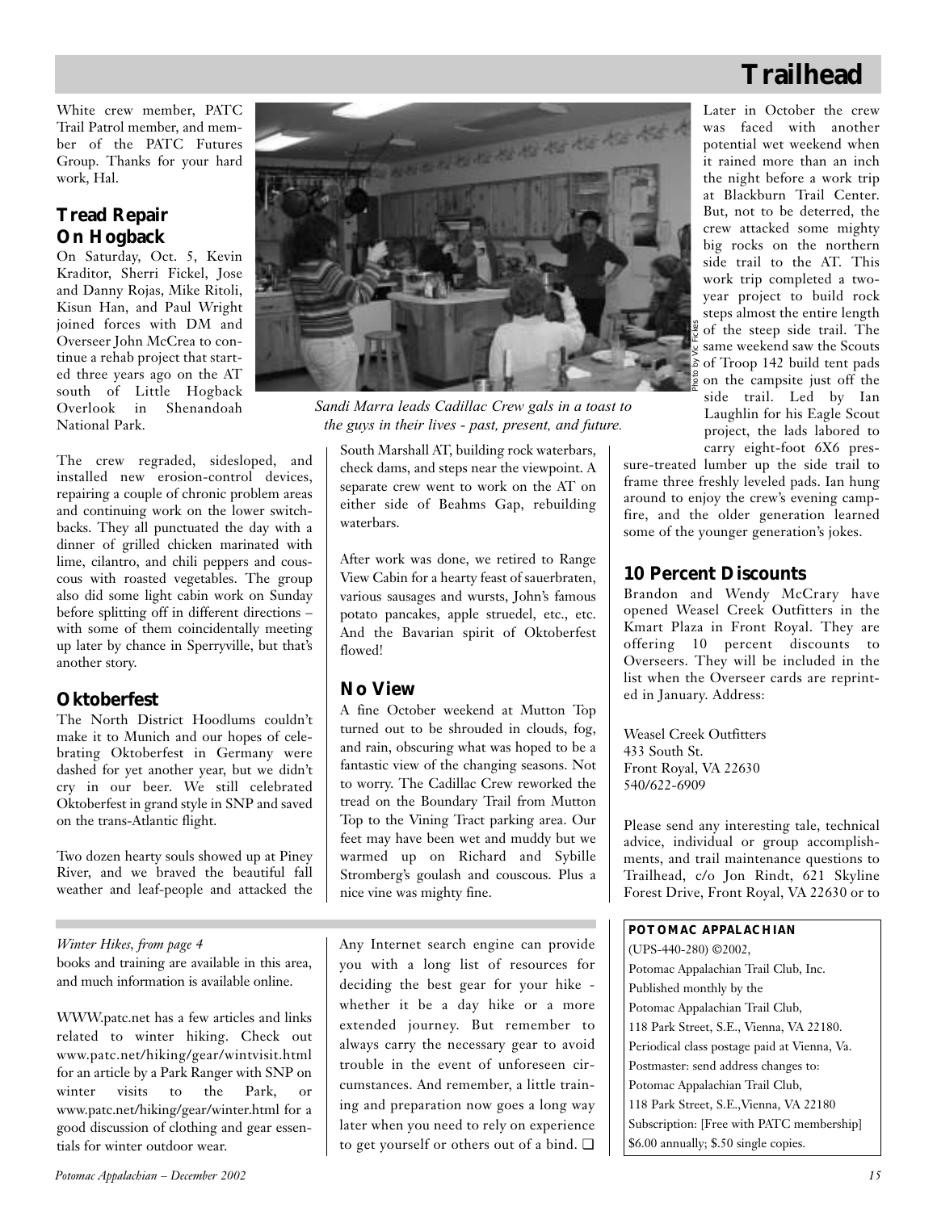White crew member, PATC Trail Patrol member, and member of the PATC Futures Group. Thanks for your hard work, Hal.

### Tread Repair On Hogback

On Saturday, Oct. 5, Kevin Kraditor, Sherri Fickel, Jose and Danny Rojas, Mike Ritoli, Kisun Han, and Paul Wright joined forces with DM and Overseer John McCrea to continue a rehab project that started three years ago on the AT south of Little Hogback Overlook in Shenandoah National Park.

The crew regraded, sidesloped, and installed new erosion-control devices, repairing a couple of chronic problem areas and continuing work on the lower switchbacks. They all punctuated the day with a dinner of grilled chicken marinated with lime, cilantro, and chili peppers and couscous with roasted vegetables. The group also did some light cabin work on Sunday before splitting off in different directions – with some of them coincidentally meeting up later by chance in Sperryville, but that's another story.

### Oktoberfest

The North District Hoodlums couldn't make it to Munich and our hopes of celebrating Oktoberfest in Germany were dashed for yet another year, but we didn't cry in our beer. We still celebrated Oktoberfest in grand style in SNP and saved on the trans-Atlantic flight.

Two dozen hearty souls showed up at Piney River, and we braved the beautiful fall weather and leaf-people and attacked the South Marshall AT, building rock waterbars, check dams, and steps near the viewpoint. A separate crew went to work on the AT on either side of Beahms Gap, rebuilding waterbars.

*Sandi Marra leads Cadillac Crew gals in a toast to the guys in their lives - past, present, and future.*

Photo by Vic Fickes

After work was done, we retired to Range View Cabin for a hearty feast of sauerbraten, various sausages and wursts, John's famous potato pancakes, apple struedel, etc., etc. And the Bavarian spirit of Oktoberfest flowed!

### No View

A fine October weekend at Mutton Top turned out to be shrouded in clouds, fog, and rain, obscuring what was hoped to be a fantastic view of the changing seasons. Not to worry. The Cadillac Crew reworked the tread on the Boundary Trail from Mutton Top to the Vining Tract parking area. Our feet may have been wet and muddy but we warmed up on Richard and Sybille Stromberg's goulash and couscous. Plus a nice vine was mighty fine.

Later in October the crew was faced with another potential wet weekend when it rained more than an inch the night before a work trip at Blackburn Trail Center. But, not to be deterred, the crew attacked some mighty big rocks on the northern side trail to the AT. This work trip completed a two-year project to build rock steps almost the entire length of the steep side trail. The same weekend saw the Scouts of Troop 142 build tent pads on the campsite just off the side trail. Led by Ian Laughlin for his Eagle Scout project, the lads labored to carry eight-foot 6X6 pressure-treated lumber up the side trail to frame three freshly leveled pads. Ian hung around to enjoy the crew's evening campfire, and the older generation learned some of the younger generation's jokes.

### 10 Percent Discounts

Brandon and Wendy McCrary have opened Weasel Creek Outfitters in the Kmart Plaza in Front Royal. They are offering 10 percent discounts to Overseers. They will be included in the list when the Overseer cards are reprinted in January. Address:

Weasel Creek Outfitters
433 South St.
Front Royal, VA 22630
540/622-6909

Please send any interesting tale, technical advice, individual or group accomplishments, and trail maintenance questions to Trailhead, c/o Jon Rindt, 621 Skyline Forest Drive, Front Royal, VA 22630 or to

---

*Winter Hikes, from page 4*

books and training are available in this area, and much information is available online.

WWW.patc.net has a few articles and links related to winter hiking. Check out www.patc.net/hiking/gear/wintvisit.html for an article by a Park Ranger with SNP on winter visits to the Park, or www.patc.net/hiking/gear/winter.html for a good discussion of clothing and gear essentials for winter outdoor wear.

Any Internet search engine can provide you with a long list of resources for deciding the best gear for your hike - whether it be a day hike or a more extended journey. But remember to always carry the necessary gear to avoid trouble in the event of unforeseen circumstances. And remember, a little training and preparation now goes a long way later when you need to rely on experience to get yourself or others out of a bind. ❑

---

**POTOMAC APPALACHIAN**
(UPS-440-280) ©2002,
Potomac Appalachian Trail Club, Inc.
Published monthly by the
Potomac Appalachian Trail Club,
118 Park Street, S.E., Vienna, VA 22180.
Periodical class postage paid at Vienna, Va.
Postmaster: send address changes to:
Potomac Appalachian Trail Club,
118 Park Street, S.E.,Vienna, VA 22180
Subscription: [Free with PATC membership]
$6.00 annually; $.50 single copies.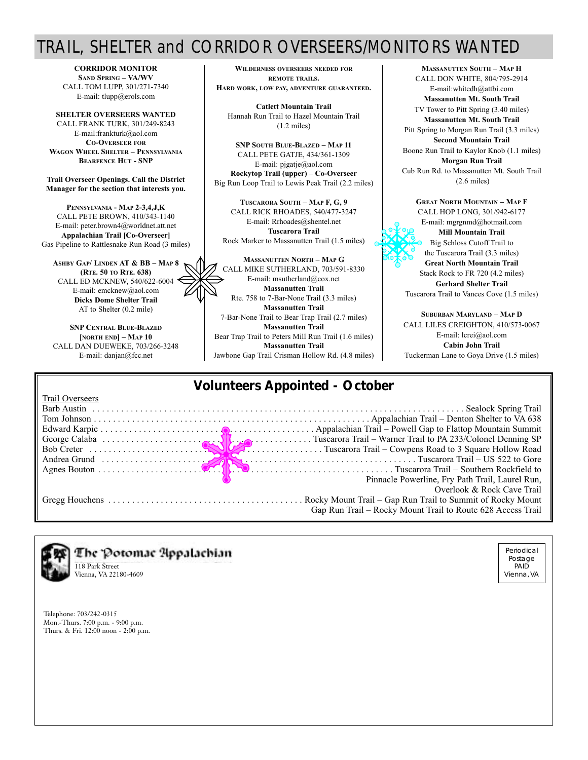# TRAIL, SHELTER and CORRIDOR OVERSEERS/MONITORS WANTED

**CORRIDOR MONITOR**
**SAND SPRING – VA/WV**
CALL TOM LUPP, 301/271-7340
E-mail: tlupp@erols.com

**SHELTER OVERSEERS WANTED**
CALL FRANK TURK, 301/249-8243
E-mail:frankturk@aol.com
**CO-OVERSEER FOR**
**WAGON WHEEL SHELTER – PENNSYLVANIA**
**BEARFENCE HUT - SNP**

**Trail Overseer Openings. Call the District Manager for the section that interests you.**

**PENNSYLVANIA - MAP 2-3,4,J,K**
CALL PETE BROWN, 410/343-1140
E-mail: peter.brown4@worldnet.att.net
**Appalachian Trail [Co-Overseer]**
Gas Pipeline to Rattlesnake Run Road (3 miles)

**ASHBY GAP/ LINDEN AT & BB – MAP 8 (RTE. 50 TO RTE. 638)**
CALL ED MCKNEW, 540/622-6004
E-mail: emcknew@aol.com
**Dicks Dome Shelter Trail**
AT to Shelter (0.2 mile)

**SNP CENTRAL BLUE-BLAZED [NORTH END] – MAP 10**
CALL DAN DUEWEKE, 703/266-3248
E-mail: danjan@fcc.net

**WILDERNESS OVERSEERS NEEDED FOR REMOTE TRAILS.**
**HARD WORK, LOW PAY, ADVENTURE GUARANTEED.**

**Catlett Mountain Trail**
Hannah Run Trail to Hazel Mountain Trail (1.2 miles)

**SNP SOUTH BLUE-BLAZED – MAP 11**
CALL PETE GATJE, 434/361-1309
E-mail: pjgatje@aol.com
**Rockytop Trail (upper) – Co-Overseer**
Big Run Loop Trail to Lewis Peak Trail (2.2 miles)

**TUSCARORA SOUTH – MAP F, G, 9**
CALL RICK RHOADES, 540/477-3247
E-mail: Rrhoades@shentel.net
**Tuscarora Trail**
Rock Marker to Massanutten Trail (1.5 miles)

**MASSANUTTEN NORTH – MAP G**
CALL MIKE SUTHERLAND, 703/591-8330
E-mail: msutherland@cox.net
**Massanutten Trail**
Rte. 758 to 7-Bar-None Trail (3.3 miles)
**Massanutten Trail**
7-Bar-None Trail to Bear Trap Trail (2.7 miles)
**Massanutten Trail**
Bear Trap Trail to Peters Mill Run Trail (1.6 miles)
**Massanutten Trail**
Jawbone Gap Trail Crisman Hollow Rd. (4.8 miles)

**MASSANUTTEN SOUTH – MAP H**
CALL DON WHITE, 804/795-2914
E-mail:whitedh@attbi.com
**Massanutten Mt. South Trail**
TV Tower to Pitt Spring (3.40 miles)
**Massanutten Mt. South Trail**
Pitt Spring to Morgan Run Trail (3.3 miles)
**Second Mountain Trail**
Boone Run Trail to Kaylor Knob (1.1 miles)
**Morgan Run Trail**
Cub Run Rd. to Massanutten Mt. South Trail (2.6 miles)

**GREAT NORTH MOUNTAIN – MAP F**
CALL HOP LONG, 301/942-6177
E-mail: mgrgnmd@hotmail.com
**Mill Mountain Trail**
Big Schloss Cutoff Trail to the Tuscarora Trail (3.3 miles)
**Great North Mountain Trail**
Stack Rock to FR 720 (4.2 miles)
**Gerhard Shelter Trail**
Tuscarora Trail to Vances Cove (1.5 miles)

**SUBURBAN MARYLAND – MAP D**
CALL LILES CREIGHTON, 410/573-0067
E-mail: lcrei@aol.com
**Cabin John Trail**
Tuckerman Lane to Goya Drive (1.5 miles)

## Volunteers Appointed - October

Trail Overseers

| | |
|---|---|
| Barb Austin | Sealock Spring Trail |
| Tom Johnson | Appalachian Trail – Denton Shelter to VA 638 |
| Edward Karpie | Appalachian Trail – Powell Gap to Flattop Mountain Summit |
| George Calaba | Tuscarora Trail – Warner Trail to PA 233/Colonel Denning SP |
| Bob Creter | Tuscarora Trail – Cowpens Road to 3 Square Hollow Road |
| Andrea Grund | Tuscarora Trail – US 522 to Gore |
| Agnes Bouton | Tuscarora Trail – Southern Rockfield to Pinnacle Powerline, Fry Path Trail, Laurel Run, Overlook & Rock Cave Trail |
| Gregg Houchens | Rocky Mount Trail – Gap Run Trail to Summit of Rocky Mount; Gap Run Trail – Rocky Mount Trail to Route 628 Access Trail |

The Potomac Appalachian
118 Park Street
Vienna, VA 22180-4609

Periodical Postage PAID Vienna, VA

Telephone: 703/242-0315
Mon.-Thurs. 7:00 p.m. - 9:00 p.m.
Thurs. & Fri. 12:00 noon - 2:00 p.m.